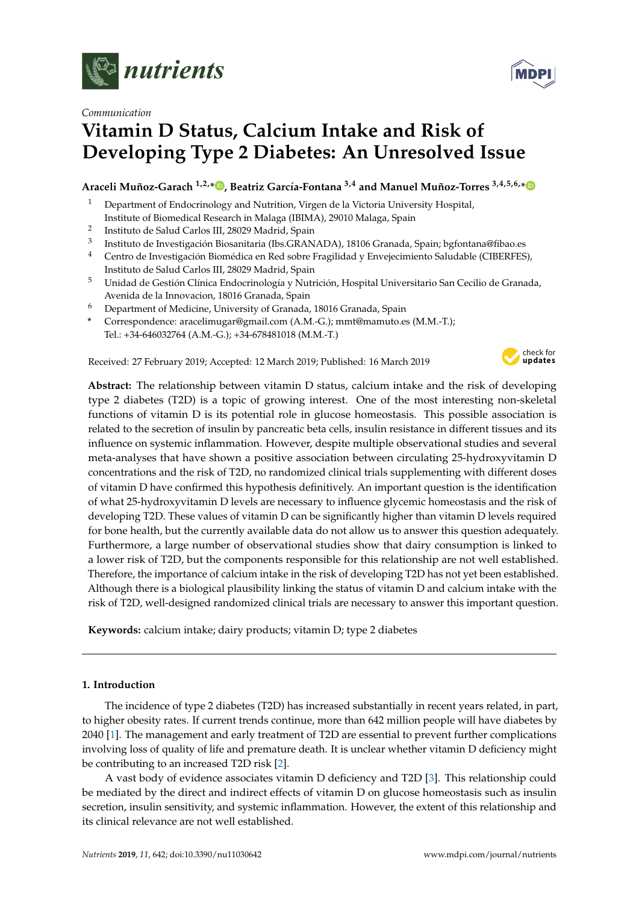*Communication*

# Vitamin D Status, Calcium Intake and Risk of Developing Type 2 Diabetes: An Unresolved Issue

**Araceli Muñoz-Garach [1,2,*], Beatriz García-Fontana [3,4] and Manuel Muñoz-Torres [3,4,5,6,*]**

1. Department of Endocrinology and Nutrition, Virgen de la Victoria University Hospital, Institute of Biomedical Research in Malaga (IBIMA), 29010 Malaga, Spain
2. Instituto de Salud Carlos III, 28029 Madrid, Spain
3. Instituto de Investigación Biosanitaria (Ibs.GRANADA), 18106 Granada, Spain; bgfontana@fibao.es
4. Centro de Investigación Biomédica en Red sobre Fragilidad y Envejecimiento Saludable (CIBERFES), Instituto de Salud Carlos III, 28029 Madrid, Spain
5. Unidad de Gestión Clínica Endocrinología y Nutrición, Hospital Universitario San Cecilio de Granada, Avenida de la Innovacion, 18016 Granada, Spain
6. Department of Medicine, University of Granada, 18016 Granada, Spain

\* Correspondence: aracelimugar@gmail.com (A.M.-G.); mmt@mamuto.es (M.M.-T.); Tel.: +34-646032764 (A.M.-G.); +34-678481018 (M.M.-T.)

Received: 27 February 2019; Accepted: 12 March 2019; Published: 16 March 2019

**Abstract:** The relationship between vitamin D status, calcium intake and the risk of developing type 2 diabetes (T2D) is a topic of growing interest. One of the most interesting non-skeletal functions of vitamin D is its potential role in glucose homeostasis. This possible association is related to the secretion of insulin by pancreatic beta cells, insulin resistance in different tissues and its influence on systemic inflammation. However, despite multiple observational studies and several meta-analyses that have shown a positive association between circulating 25-hydroxyvitamin D concentrations and the risk of T2D, no randomized clinical trials supplementing with different doses of vitamin D have confirmed this hypothesis definitively. An important question is the identification of what 25-hydroxyvitamin D levels are necessary to influence glycemic homeostasis and the risk of developing T2D. These values of vitamin D can be significantly higher than vitamin D levels required for bone health, but the currently available data do not allow us to answer this question adequately. Furthermore, a large number of observational studies show that dairy consumption is linked to a lower risk of T2D, but the components responsible for this relationship are not well established. Therefore, the importance of calcium intake in the risk of developing T2D has not yet been established. Although there is a biological plausibility linking the status of vitamin D and calcium intake with the risk of T2D, well-designed randomized clinical trials are necessary to answer this important question.

**Keywords:** calcium intake; dairy products; vitamin D; type 2 diabetes

## 1. Introduction

The incidence of type 2 diabetes (T2D) has increased substantially in recent years related, in part, to higher obesity rates. If current trends continue, more than 642 million people will have diabetes by 2040 [1]. The management and early treatment of T2D are essential to prevent further complications involving loss of quality of life and premature death. It is unclear whether vitamin D deficiency might be contributing to an increased T2D risk [2].

A vast body of evidence associates vitamin D deficiency and T2D [3]. This relationship could be mediated by the direct and indirect effects of vitamin D on glucose homeostasis such as insulin secretion, insulin sensitivity, and systemic inflammation. However, the extent of this relationship and its clinical relevance are not well established.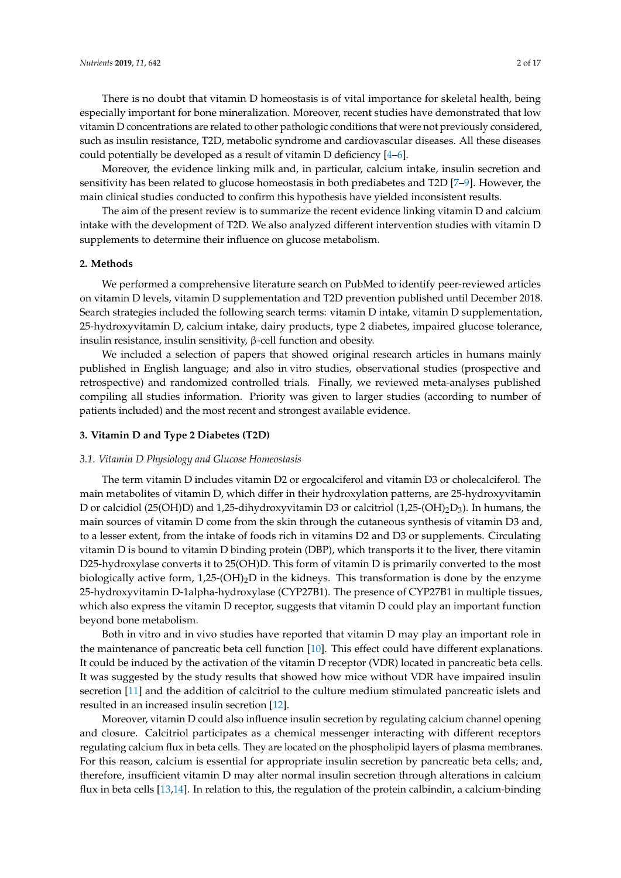There is no doubt that vitamin D homeostasis is of vital importance for skeletal health, being especially important for bone mineralization. Moreover, recent studies have demonstrated that low vitamin D concentrations are related to other pathologic conditions that were not previously considered, such as insulin resistance, T2D, metabolic syndrome and cardiovascular diseases. All these diseases could potentially be developed as a result of vitamin D deficiency [4–6].

Moreover, the evidence linking milk and, in particular, calcium intake, insulin secretion and sensitivity has been related to glucose homeostasis in both prediabetes and T2D [7–9]. However, the main clinical studies conducted to confirm this hypothesis have yielded inconsistent results.

The aim of the present review is to summarize the recent evidence linking vitamin D and calcium intake with the development of T2D. We also analyzed different intervention studies with vitamin D supplements to determine their influence on glucose metabolism.

## 2. Methods

We performed a comprehensive literature search on PubMed to identify peer-reviewed articles on vitamin D levels, vitamin D supplementation and T2D prevention published until December 2018. Search strategies included the following search terms: vitamin D intake, vitamin D supplementation, 25-hydroxyvitamin D, calcium intake, dairy products, type 2 diabetes, impaired glucose tolerance, insulin resistance, insulin sensitivity, β-cell function and obesity.

We included a selection of papers that showed original research articles in humans mainly published in English language; and also in vitro studies, observational studies (prospective and retrospective) and randomized controlled trials. Finally, we reviewed meta-analyses published compiling all studies information. Priority was given to larger studies (according to number of patients included) and the most recent and strongest available evidence.

## 3. Vitamin D and Type 2 Diabetes (T2D)

### *3.1. Vitamin D Physiology and Glucose Homeostasis*

The term vitamin D includes vitamin D2 or ergocalciferol and vitamin D3 or cholecalciferol. The main metabolites of vitamin D, which differ in their hydroxylation patterns, are 25-hydroxyvitamin D or calcidiol (25(OH)D) and 1,25-dihydroxyvitamin D3 or calcitriol (1,25-$(OH)_2D_3$). In humans, the main sources of vitamin D come from the skin through the cutaneous synthesis of vitamin D3 and, to a lesser extent, from the intake of foods rich in vitamins D2 and D3 or supplements. Circulating vitamin D is bound to vitamin D binding protein (DBP), which transports it to the liver, there vitamin D25-hydroxylase converts it to 25(OH)D. This form of vitamin D is primarily converted to the most biologically active form, 1,25-$(OH)_2D$ in the kidneys. This transformation is done by the enzyme 25-hydroxyvitamin D-1alpha-hydroxylase (CYP27B1). The presence of CYP27B1 in multiple tissues, which also express the vitamin D receptor, suggests that vitamin D could play an important function beyond bone metabolism.

Both in vitro and in vivo studies have reported that vitamin D may play an important role in the maintenance of pancreatic beta cell function [10]. This effect could have different explanations. It could be induced by the activation of the vitamin D receptor (VDR) located in pancreatic beta cells. It was suggested by the study results that showed how mice without VDR have impaired insulin secretion [11] and the addition of calcitriol to the culture medium stimulated pancreatic islets and resulted in an increased insulin secretion [12].

Moreover, vitamin D could also influence insulin secretion by regulating calcium channel opening and closure. Calcitriol participates as a chemical messenger interacting with different receptors regulating calcium flux in beta cells. They are located on the phospholipid layers of plasma membranes. For this reason, calcium is essential for appropriate insulin secretion by pancreatic beta cells; and, therefore, insufficient vitamin D may alter normal insulin secretion through alterations in calcium flux in beta cells [13,14]. In relation to this, the regulation of the protein calbindin, a calcium-binding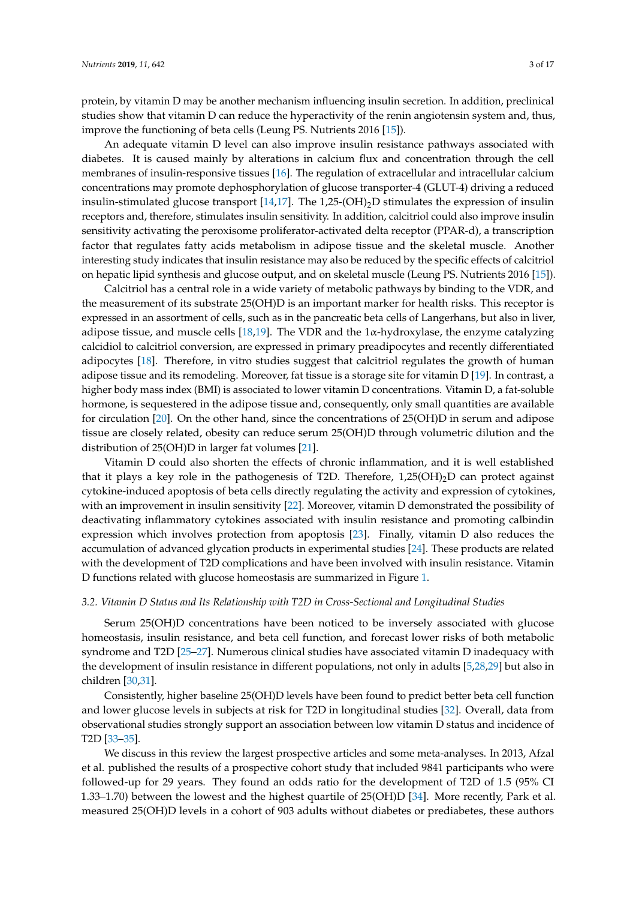protein, by vitamin D may be another mechanism influencing insulin secretion. In addition, preclinical studies show that vitamin D can reduce the hyperactivity of the renin angiotensin system and, thus, improve the functioning of beta cells (Leung PS. Nutrients 2016 [15]).

An adequate vitamin D level can also improve insulin resistance pathways associated with diabetes. It is caused mainly by alterations in calcium flux and concentration through the cell membranes of insulin-responsive tissues [16]. The regulation of extracellular and intracellular calcium concentrations may promote dephosphorylation of glucose transporter-4 (GLUT-4) driving a reduced insulin-stimulated glucose transport [14,17]. The 1,25-$(OH)_2$D stimulates the expression of insulin receptors and, therefore, stimulates insulin sensitivity. In addition, calcitriol could also improve insulin sensitivity activating the peroxisome proliferator-activated delta receptor (PPAR-d), a transcription factor that regulates fatty acids metabolism in adipose tissue and the skeletal muscle. Another interesting study indicates that insulin resistance may also be reduced by the specific effects of calcitriol on hepatic lipid synthesis and glucose output, and on skeletal muscle (Leung PS. Nutrients 2016 [15]).

Calcitriol has a central role in a wide variety of metabolic pathways by binding to the VDR, and the measurement of its substrate 25(OH)D is an important marker for health risks. This receptor is expressed in an assortment of cells, such as in the pancreatic beta cells of Langerhans, but also in liver, adipose tissue, and muscle cells [18,19]. The VDR and the 1$\alpha$-hydroxylase, the enzyme catalyzing calcidiol to calcitriol conversion, are expressed in primary preadipocytes and recently differentiated adipocytes [18]. Therefore, in vitro studies suggest that calcitriol regulates the growth of human adipose tissue and its remodeling. Moreover, fat tissue is a storage site for vitamin D [19]. In contrast, a higher body mass index (BMI) is associated to lower vitamin D concentrations. Vitamin D, a fat-soluble hormone, is sequestered in the adipose tissue and, consequently, only small quantities are available for circulation [20]. On the other hand, since the concentrations of 25(OH)D in serum and adipose tissue are closely related, obesity can reduce serum 25(OH)D through volumetric dilution and the distribution of 25(OH)D in larger fat volumes [21].

Vitamin D could also shorten the effects of chronic inflammation, and it is well established that it plays a key role in the pathogenesis of T2D. Therefore, 1,25$(OH)_2$D can protect against cytokine-induced apoptosis of beta cells directly regulating the activity and expression of cytokines, with an improvement in insulin sensitivity [22]. Moreover, vitamin D demonstrated the possibility of deactivating inflammatory cytokines associated with insulin resistance and promoting calbindin expression which involves protection from apoptosis [23]. Finally, vitamin D also reduces the accumulation of advanced glycation products in experimental studies [24]. These products are related with the development of T2D complications and have been involved with insulin resistance. Vitamin D functions related with glucose homeostasis are summarized in Figure 1.

### *3.2. Vitamin D Status and Its Relationship with T2D in Cross-Sectional and Longitudinal Studies*

Serum 25(OH)D concentrations have been noticed to be inversely associated with glucose homeostasis, insulin resistance, and beta cell function, and forecast lower risks of both metabolic syndrome and T2D [25–27]. Numerous clinical studies have associated vitamin D inadequacy with the development of insulin resistance in different populations, not only in adults [5,28,29] but also in children [30,31].

Consistently, higher baseline 25(OH)D levels have been found to predict better beta cell function and lower glucose levels in subjects at risk for T2D in longitudinal studies [32]. Overall, data from observational studies strongly support an association between low vitamin D status and incidence of T2D [33–35].

We discuss in this review the largest prospective articles and some meta-analyses. In 2013, Afzal et al. published the results of a prospective cohort study that included 9841 participants who were followed-up for 29 years. They found an odds ratio for the development of T2D of 1.5 (95% CI 1.33–1.70) between the lowest and the highest quartile of 25(OH)D [34]. More recently, Park et al. measured 25(OH)D levels in a cohort of 903 adults without diabetes or prediabetes, these authors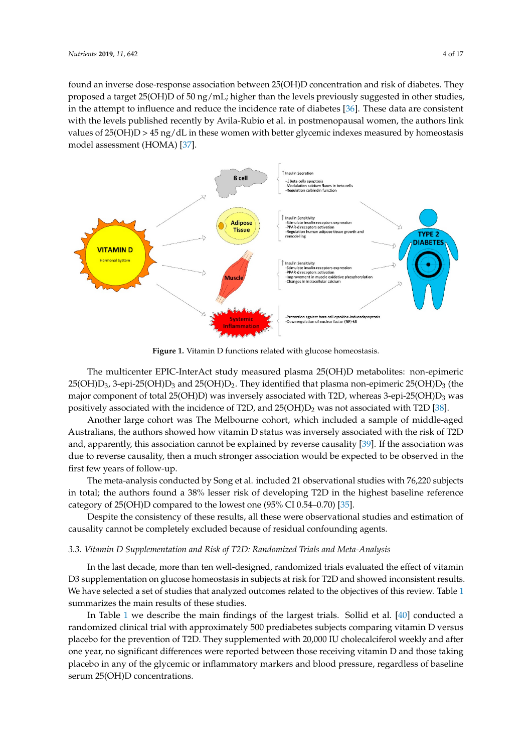found an inverse dose-response association between 25(OH)D concentration and risk of diabetes. They proposed a target 25(OH)D of 50 ng/mL; higher than the levels previously suggested in other studies, in the attempt to influence and reduce the incidence rate of diabetes [36]. These data are consistent with the levels published recently by Avila-Rubio et al. in postmenopausal women, the authors link values of 25(OH)D > 45 ng/dL in these women with better glycemic indexes measured by homeostasis model assessment (HOMA) [37].

**Figure 1.** Vitamin D functions related with glucose homeostasis.

The multicenter EPIC-InterAct study measured plasma 25(OH)D metabolites: non-epimeric $25(OH)D_3$, 3-epi-$25(OH)D_3$ and $25(OH)D_2$. They identified that plasma non-epimeric $25(OH)D_3$ (the major component of total 25(OH)D) was inversely associated with T2D, whereas 3-epi-$25(OH)D_3$ was positively associated with the incidence of T2D, and $25(OH)D_2$ was not associated with T2D [38].

Another large cohort was The Melbourne cohort, which included a sample of middle-aged Australians, the authors showed how vitamin D status was inversely associated with the risk of T2D and, apparently, this association cannot be explained by reverse causality [39]. If the association was due to reverse causality, then a much stronger association would be expected to be observed in the first few years of follow-up.

The meta-analysis conducted by Song et al. included 21 observational studies with 76,220 subjects in total; the authors found a 38% lesser risk of developing T2D in the highest baseline reference category of 25(OH)D compared to the lowest one (95% CI 0.54–0.70) [35].

Despite the consistency of these results, all these were observational studies and estimation of causality cannot be completely excluded because of residual confounding agents.

### *3.3. Vitamin D Supplementation and Risk of T2D: Randomized Trials and Meta-Analysis*

In the last decade, more than ten well-designed, randomized trials evaluated the effect of vitamin D3 supplementation on glucose homeostasis in subjects at risk for T2D and showed inconsistent results. We have selected a set of studies that analyzed outcomes related to the objectives of this review. Table 1 summarizes the main results of these studies.

In Table 1 we describe the main findings of the largest trials. Sollid et al. [40] conducted a randomized clinical trial with approximately 500 prediabetes subjects comparing vitamin D versus placebo for the prevention of T2D. They supplemented with 20,000 IU cholecalciferol weekly and after one year, no significant differences were reported between those receiving vitamin D and those taking placebo in any of the glycemic or inflammatory markers and blood pressure, regardless of baseline serum 25(OH)D concentrations.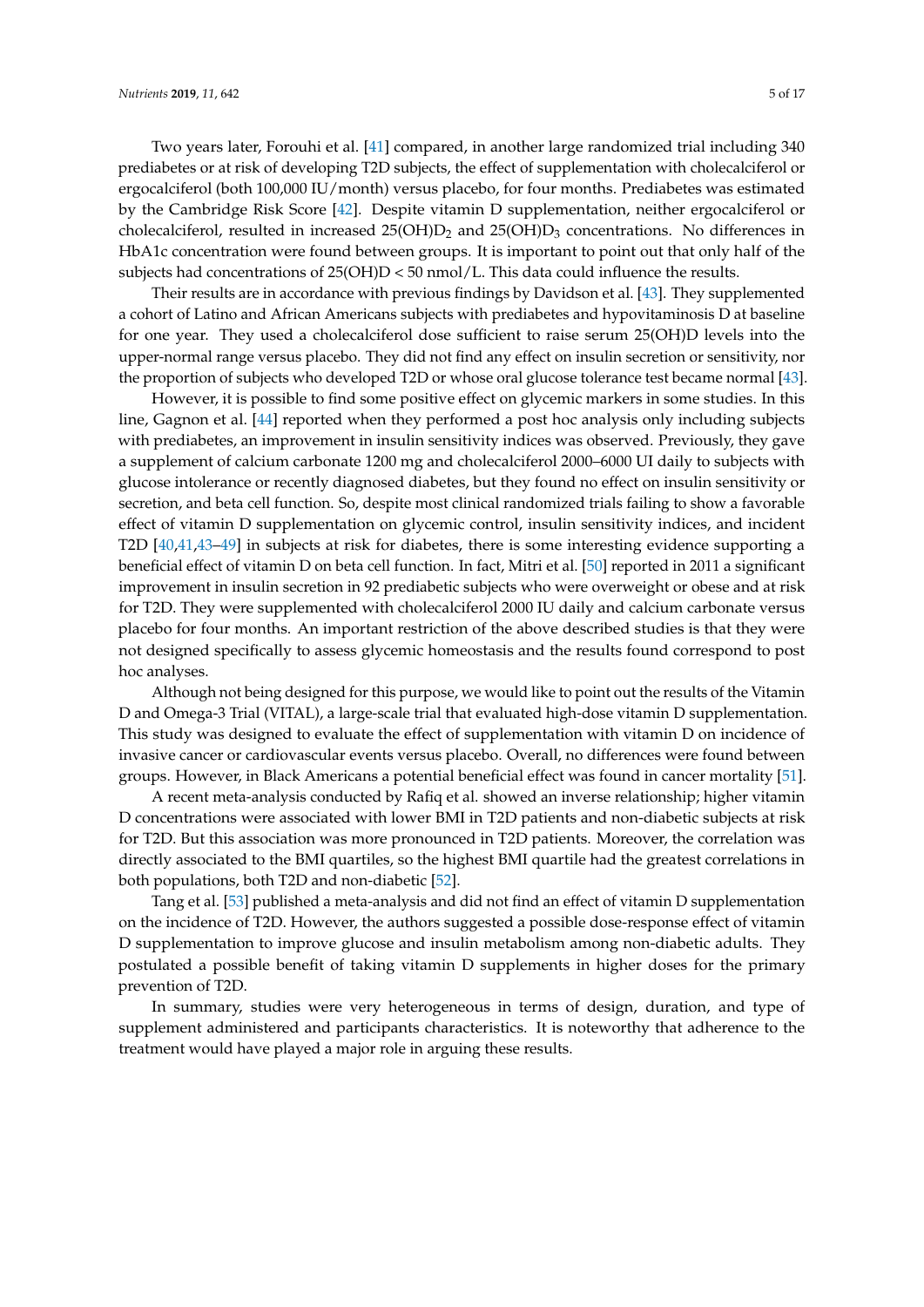Two years later, Forouhi et al. [41] compared, in another large randomized trial including 340 prediabetes or at risk of developing T2D subjects, the effect of supplementation with cholecalciferol or ergocalciferol (both 100,000 IU/month) versus placebo, for four months. Prediabetes was estimated by the Cambridge Risk Score [42]. Despite vitamin D supplementation, neither ergocalciferol or cholecalciferol, resulted in increased $25(OH)D_2$ and $25(OH)D_3$ concentrations. No differences in HbA1c concentration were found between groups. It is important to point out that only half of the subjects had concentrations of 25(OH)D < 50 nmol/L. This data could influence the results.

Their results are in accordance with previous findings by Davidson et al. [43]. They supplemented a cohort of Latino and African Americans subjects with prediabetes and hypovitaminosis D at baseline for one year. They used a cholecalciferol dose sufficient to raise serum 25(OH)D levels into the upper-normal range versus placebo. They did not find any effect on insulin secretion or sensitivity, nor the proportion of subjects who developed T2D or whose oral glucose tolerance test became normal [43].

However, it is possible to find some positive effect on glycemic markers in some studies. In this line, Gagnon et al. [44] reported when they performed a post hoc analysis only including subjects with prediabetes, an improvement in insulin sensitivity indices was observed. Previously, they gave a supplement of calcium carbonate 1200 mg and cholecalciferol 2000–6000 UI daily to subjects with glucose intolerance or recently diagnosed diabetes, but they found no effect on insulin sensitivity or secretion, and beta cell function. So, despite most clinical randomized trials failing to show a favorable effect of vitamin D supplementation on glycemic control, insulin sensitivity indices, and incident T2D [40,41,43–49] in subjects at risk for diabetes, there is some interesting evidence supporting a beneficial effect of vitamin D on beta cell function. In fact, Mitri et al. [50] reported in 2011 a significant improvement in insulin secretion in 92 prediabetic subjects who were overweight or obese and at risk for T2D. They were supplemented with cholecalciferol 2000 IU daily and calcium carbonate versus placebo for four months. An important restriction of the above described studies is that they were not designed specifically to assess glycemic homeostasis and the results found correspond to post hoc analyses.

Although not being designed for this purpose, we would like to point out the results of the Vitamin D and Omega-3 Trial (VITAL), a large-scale trial that evaluated high-dose vitamin D supplementation. This study was designed to evaluate the effect of supplementation with vitamin D on incidence of invasive cancer or cardiovascular events versus placebo. Overall, no differences were found between groups. However, in Black Americans a potential beneficial effect was found in cancer mortality [51].

A recent meta-analysis conducted by Rafiq et al. showed an inverse relationship; higher vitamin D concentrations were associated with lower BMI in T2D patients and non-diabetic subjects at risk for T2D. But this association was more pronounced in T2D patients. Moreover, the correlation was directly associated to the BMI quartiles, so the highest BMI quartile had the greatest correlations in both populations, both T2D and non-diabetic [52].

Tang et al. [53] published a meta-analysis and did not find an effect of vitamin D supplementation on the incidence of T2D. However, the authors suggested a possible dose-response effect of vitamin D supplementation to improve glucose and insulin metabolism among non-diabetic adults. They postulated a possible benefit of taking vitamin D supplements in higher doses for the primary prevention of T2D.

In summary, studies were very heterogeneous in terms of design, duration, and type of supplement administered and participants characteristics. It is noteworthy that adherence to the treatment would have played a major role in arguing these results.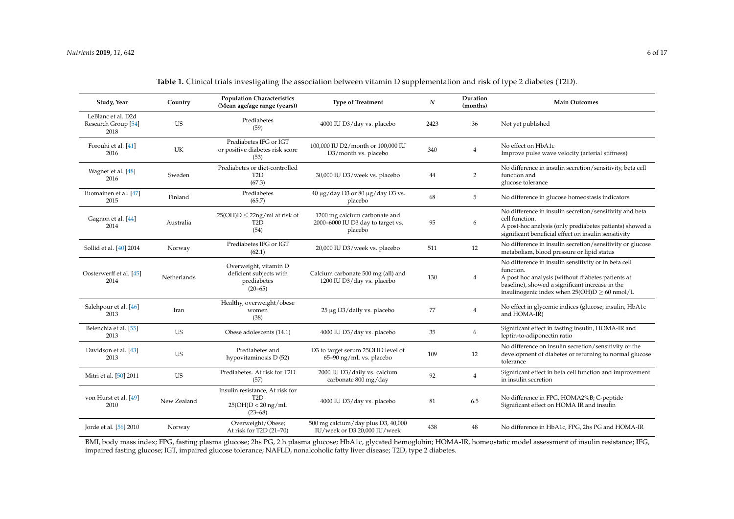**Table 1.** Clinical trials investigating the association between vitamin D supplementation and risk of type 2 diabetes (T2D).

| Study, Year | Country | Population Characteristics (Mean age/age range (years)) | Type of Treatment | $N$ | Duration (months) | Main Outcomes |
|---|---|---|---|---|---|---|
| LeBlanc et al. D2d Research Group [54] 2018 | US | Prediabetes (59) | 4000 IU D3/day vs. placebo | 2423 | 36 | Not yet published |
| Forouhi et al. [41] 2016 | UK | Prediabetes IFG or IGT or positive diabetes risk score (53) | 100,000 IU D2/month or 100,000 IU D3/month vs. placebo | 340 | 4 | No effect on HbA1c<br>Improve pulse wave velocity (arterial stiffness) |
| Wagner et al. [48] 2016 | Sweden | Prediabetes or diet-controlled T2D (67.3) | 30,000 IU D3/week vs. placebo | 44 | 2 | No difference in insulin secretion/sensitivity, beta cell function and glucose tolerance |
| Tuomainen et al. [47] 2015 | Finland | Prediabetes (65.7) | 40 µg/day D3 or 80 µg/day D3 vs. placebo | 68 | 5 | No difference in glucose homeostasis indicators |
| Gagnon et al. [44] 2014 | Australia | 25(OH)D $\leq$ 22ng/ml at risk of T2D (54) | 1200 mg calcium carbonate and 2000–6000 IU D3 day to target vs. placebo | 95 | 6 | No difference in insulin secretion/sensitivity and beta cell function.<br>A post-hoc analysis (only prediabetes patients) showed a significant beneficial effect on insulin sensitivity |
| Sollid et al. [40] 2014 | Norway | Prediabetes IFG or IGT (62.1) | 20,000 IU D3/week vs. placebo | 511 | 12 | No difference in insulin secretion/sensitivity or glucose metabolism, blood pressure or lipid status |
| Oosterwerff et al. [45] 2014 | Netherlands | Overweight, vitamin D deficient subjects with prediabetes (20–65) | Calcium carbonate 500 mg (all) and 1200 IU D3/day vs. placebo | 130 | 4 | No difference in insulin sensitivity or in beta cell function.<br>A post hoc analysis (without diabetes patients at baseline), showed a significant increase in the insulinogenic index when 25(OH)D $\geq$ 60 nmol/L |
| Salehpour et al. [46] 2013 | Iran | Healthy, overweight/obese women (38) | 25 µg D3/daily vs. placebo | 77 | 4 | No effect in glycemic indices (glucose, insulin, HbA1c and HOMA-IR) |
| Belenchia et al. [55] 2013 | US | Obese adolescents (14.1) | 4000 IU D3/day vs. placebo | 35 | 6 | Significant effect in fasting insulin, HOMA-IR and leptin-to-adiponectin ratio |
| Davidson et al. [43] 2013 | US | Prediabetes and hypovitaminosis D (52) | D3 to target serum 25OHD level of 65–90 ng/mL vs. placebo | 109 | 12 | No difference on insulin secretion/sensitivity or the development of diabetes or returning to normal glucose tolerance |
| Mitri et al. [50] 2011 | US | Prediabetes. At risk for T2D (57) | 2000 IU D3/daily vs. calcium carbonate 800 mg/day | 92 | 4 | Significant effect in beta cell function and improvement in insulin secretion |
| von Hurst et al. [49] 2010 | New Zealand | Insulin resistance, At risk for T2D 25(OH)D < 20 ng/mL (23–68) | 4000 IU D3/day vs. placebo | 81 | 6.5 | No difference in FPG, HOMA2%B; C-peptide<br>Significant effect on HOMA IR and insulin |
| Jorde et al. [56] 2010 | Norway | Overweight/Obese; At risk for T2D (21–70) | 500 mg calcium/day plus D3, 40,000 IU/week or D3 20,000 IU/week | 438 | 48 | No difference in HbA1c, FPG, 2hs PG and HOMA-IR |

BMI, body mass index; FPG, fasting plasma glucose; 2hs PG, 2 h plasma glucose; HbA1c, glycated hemoglobin; HOMA-IR, homeostatic model assessment of insulin resistance; IFG, impaired fasting glucose; IGT, impaired glucose tolerance; NAFLD, nonalcoholic fatty liver disease; T2D, type 2 diabetes.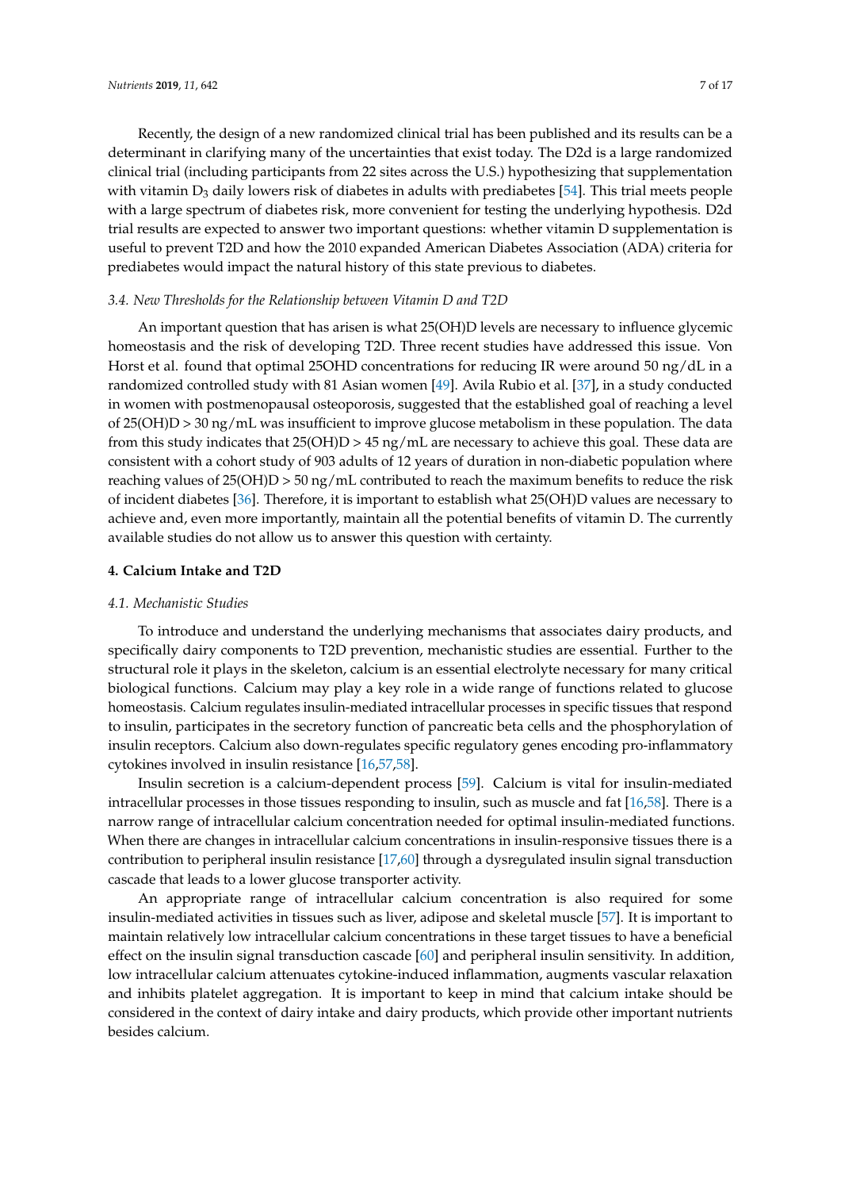Recently, the design of a new randomized clinical trial has been published and its results can be a determinant in clarifying many of the uncertainties that exist today. The D2d is a large randomized clinical trial (including participants from 22 sites across the U.S.) hypothesizing that supplementation with vitamin $D_3$ daily lowers risk of diabetes in adults with prediabetes [54]. This trial meets people with a large spectrum of diabetes risk, more convenient for testing the underlying hypothesis. D2d trial results are expected to answer two important questions: whether vitamin D supplementation is useful to prevent T2D and how the 2010 expanded American Diabetes Association (ADA) criteria for prediabetes would impact the natural history of this state previous to diabetes.

### *3.4. New Thresholds for the Relationship between Vitamin D and T2D*

An important question that has arisen is what 25(OH)D levels are necessary to influence glycemic homeostasis and the risk of developing T2D. Three recent studies have addressed this issue. Von Horst et al. found that optimal 25OHD concentrations for reducing IR were around 50 ng/dL in a randomized controlled study with 81 Asian women [49]. Avila Rubio et al. [37], in a study conducted in women with postmenopausal osteoporosis, suggested that the established goal of reaching a level of 25(OH)D > 30 ng/mL was insufficient to improve glucose metabolism in these population. The data from this study indicates that 25(OH)D > 45 ng/mL are necessary to achieve this goal. These data are consistent with a cohort study of 903 adults of 12 years of duration in non-diabetic population where reaching values of 25(OH)D > 50 ng/mL contributed to reach the maximum benefits to reduce the risk of incident diabetes [36]. Therefore, it is important to establish what 25(OH)D values are necessary to achieve and, even more importantly, maintain all the potential benefits of vitamin D. The currently available studies do not allow us to answer this question with certainty.

## **4. Calcium Intake and T2D**

### *4.1. Mechanistic Studies*

To introduce and understand the underlying mechanisms that associates dairy products, and specifically dairy components to T2D prevention, mechanistic studies are essential. Further to the structural role it plays in the skeleton, calcium is an essential electrolyte necessary for many critical biological functions. Calcium may play a key role in a wide range of functions related to glucose homeostasis. Calcium regulates insulin-mediated intracellular processes in specific tissues that respond to insulin, participates in the secretory function of pancreatic beta cells and the phosphorylation of insulin receptors. Calcium also down-regulates specific regulatory genes encoding pro-inflammatory cytokines involved in insulin resistance [16,57,58].

Insulin secretion is a calcium-dependent process [59]. Calcium is vital for insulin-mediated intracellular processes in those tissues responding to insulin, such as muscle and fat [16,58]. There is a narrow range of intracellular calcium concentration needed for optimal insulin-mediated functions. When there are changes in intracellular calcium concentrations in insulin-responsive tissues there is a contribution to peripheral insulin resistance [17,60] through a dysregulated insulin signal transduction cascade that leads to a lower glucose transporter activity.

An appropriate range of intracellular calcium concentration is also required for some insulin-mediated activities in tissues such as liver, adipose and skeletal muscle [57]. It is important to maintain relatively low intracellular calcium concentrations in these target tissues to have a beneficial effect on the insulin signal transduction cascade [60] and peripheral insulin sensitivity. In addition, low intracellular calcium attenuates cytokine-induced inflammation, augments vascular relaxation and inhibits platelet aggregation. It is important to keep in mind that calcium intake should be considered in the context of dairy intake and dairy products, which provide other important nutrients besides calcium.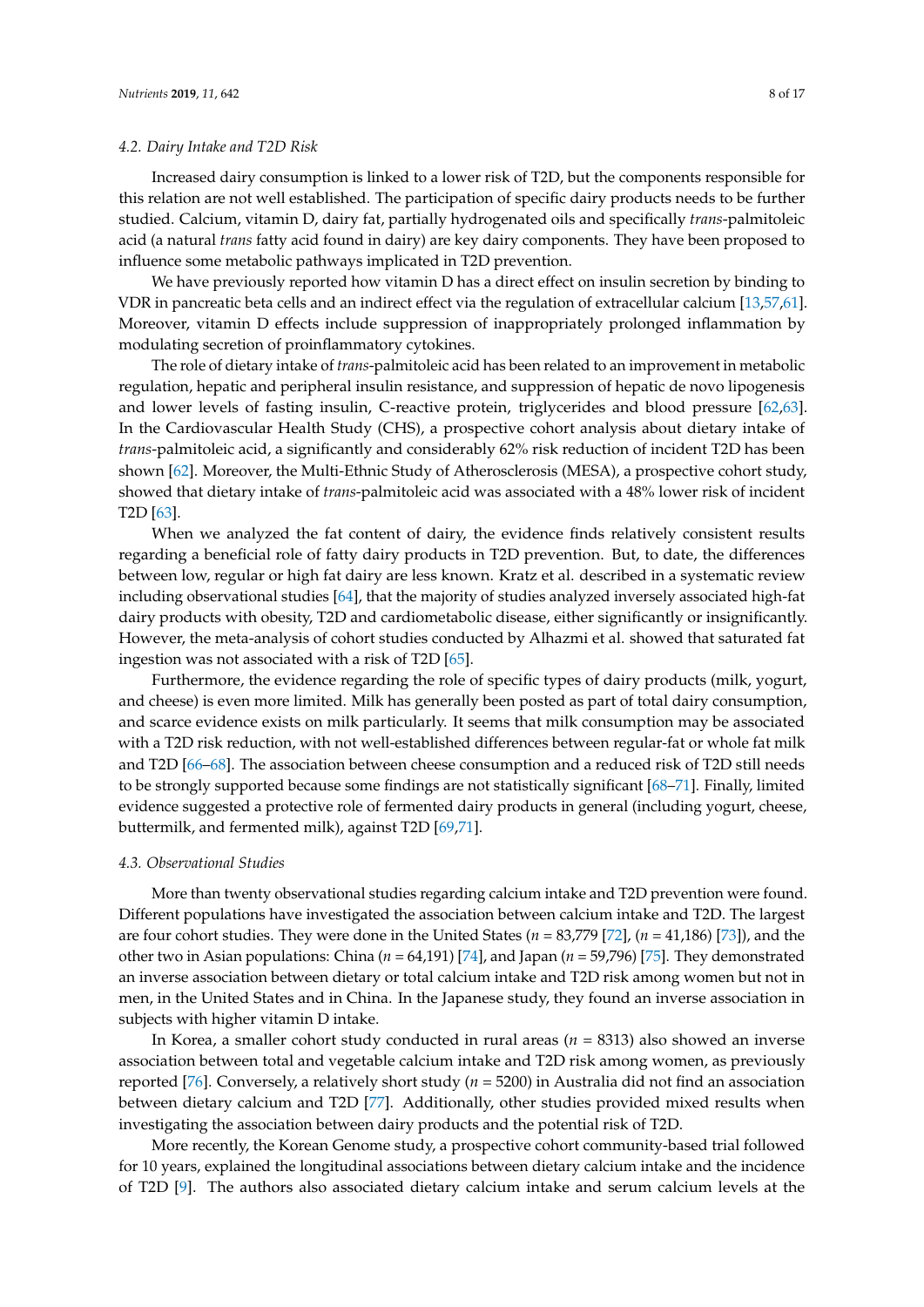### 4.2. Dairy Intake and T2D Risk

Increased dairy consumption is linked to a lower risk of T2D, but the components responsible for this relation are not well established. The participation of specific dairy products needs to be further studied. Calcium, vitamin D, dairy fat, partially hydrogenated oils and specifically *trans*-palmitoleic acid (a natural *trans* fatty acid found in dairy) are key dairy components. They have been proposed to influence some metabolic pathways implicated in T2D prevention.

We have previously reported how vitamin D has a direct effect on insulin secretion by binding to VDR in pancreatic beta cells and an indirect effect via the regulation of extracellular calcium [13,57,61]. Moreover, vitamin D effects include suppression of inappropriately prolonged inflammation by modulating secretion of proinflammatory cytokines.

The role of dietary intake of *trans*-palmitoleic acid has been related to an improvement in metabolic regulation, hepatic and peripheral insulin resistance, and suppression of hepatic de novo lipogenesis and lower levels of fasting insulin, C-reactive protein, triglycerides and blood pressure [62,63]. In the Cardiovascular Health Study (CHS), a prospective cohort analysis about dietary intake of *trans*-palmitoleic acid, a significantly and considerably 62% risk reduction of incident T2D has been shown [62]. Moreover, the Multi-Ethnic Study of Atherosclerosis (MESA), a prospective cohort study, showed that dietary intake of *trans*-palmitoleic acid was associated with a 48% lower risk of incident T2D [63].

When we analyzed the fat content of dairy, the evidence finds relatively consistent results regarding a beneficial role of fatty dairy products in T2D prevention. But, to date, the differences between low, regular or high fat dairy are less known. Kratz et al. described in a systematic review including observational studies [64], that the majority of studies analyzed inversely associated high-fat dairy products with obesity, T2D and cardiometabolic disease, either significantly or insignificantly. However, the meta-analysis of cohort studies conducted by Alhazmi et al. showed that saturated fat ingestion was not associated with a risk of T2D [65].

Furthermore, the evidence regarding the role of specific types of dairy products (milk, yogurt, and cheese) is even more limited. Milk has generally been posted as part of total dairy consumption, and scarce evidence exists on milk particularly. It seems that milk consumption may be associated with a T2D risk reduction, with not well-established differences between regular-fat or whole fat milk and T2D [66–68]. The association between cheese consumption and a reduced risk of T2D still needs to be strongly supported because some findings are not statistically significant [68–71]. Finally, limited evidence suggested a protective role of fermented dairy products in general (including yogurt, cheese, buttermilk, and fermented milk), against T2D [69,71].

### 4.3. Observational Studies

More than twenty observational studies regarding calcium intake and T2D prevention were found. Different populations have investigated the association between calcium intake and T2D. The largest are four cohort studies. They were done in the United States ($n$ = 83,779 [72], ($n$ = 41,186) [73]), and the other two in Asian populations: China ($n$ = 64,191) [74], and Japan ($n$ = 59,796) [75]. They demonstrated an inverse association between dietary or total calcium intake and T2D risk among women but not in men, in the United States and in China. In the Japanese study, they found an inverse association in subjects with higher vitamin D intake.

In Korea, a smaller cohort study conducted in rural areas ($n$ = 8313) also showed an inverse association between total and vegetable calcium intake and T2D risk among women, as previously reported [76]. Conversely, a relatively short study ($n$ = 5200) in Australia did not find an association between dietary calcium and T2D [77]. Additionally, other studies provided mixed results when investigating the association between dairy products and the potential risk of T2D.

More recently, the Korean Genome study, a prospective cohort community-based trial followed for 10 years, explained the longitudinal associations between dietary calcium intake and the incidence of T2D [9]. The authors also associated dietary calcium intake and serum calcium levels at the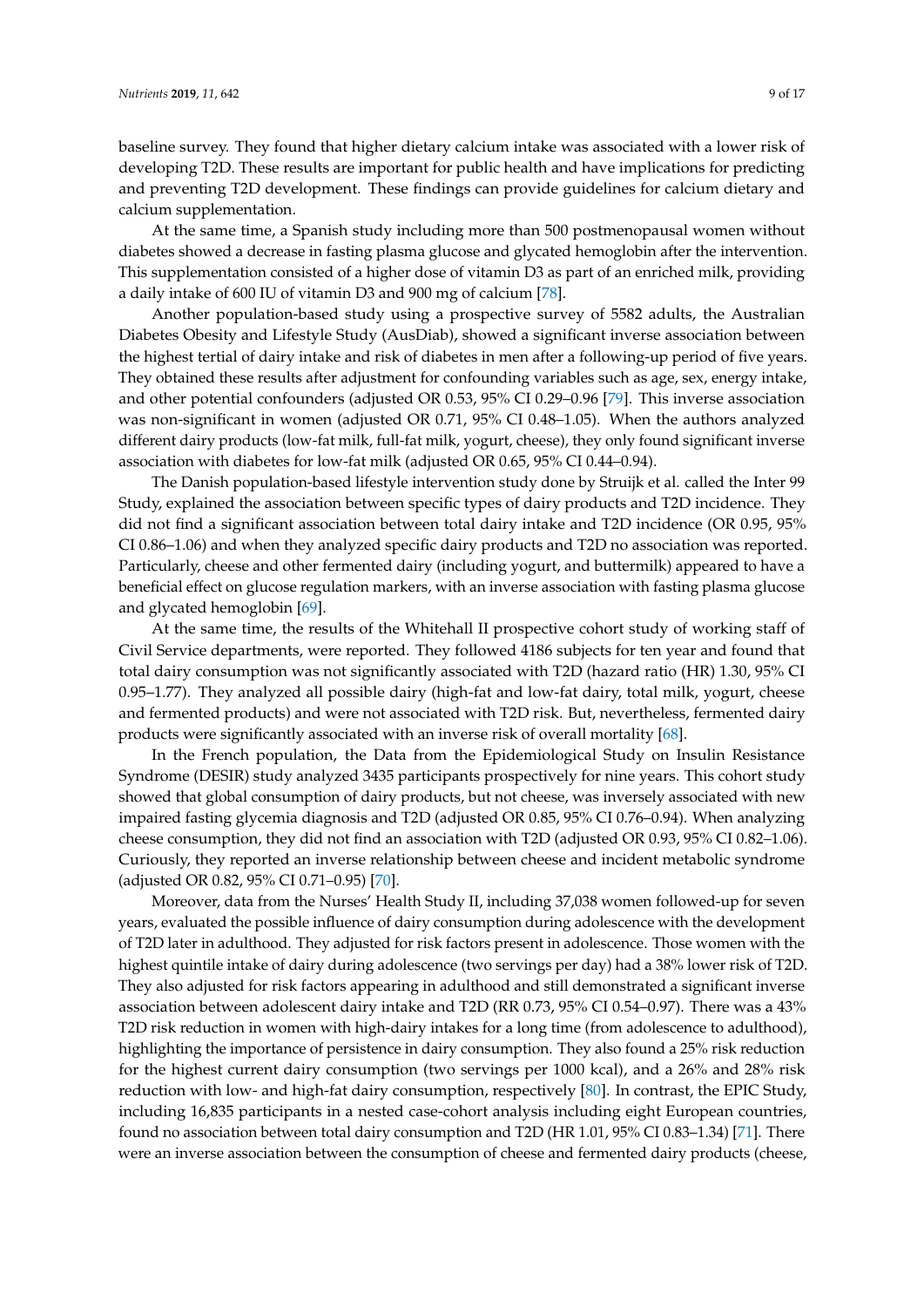baseline survey. They found that higher dietary calcium intake was associated with a lower risk of developing T2D. These results are important for public health and have implications for predicting and preventing T2D development. These findings can provide guidelines for calcium dietary and calcium supplementation.

At the same time, a Spanish study including more than 500 postmenopausal women without diabetes showed a decrease in fasting plasma glucose and glycated hemoglobin after the intervention. This supplementation consisted of a higher dose of vitamin D3 as part of an enriched milk, providing a daily intake of 600 IU of vitamin D3 and 900 mg of calcium [78].

Another population-based study using a prospective survey of 5582 adults, the Australian Diabetes Obesity and Lifestyle Study (AusDiab), showed a significant inverse association between the highest tertial of dairy intake and risk of diabetes in men after a following-up period of five years. They obtained these results after adjustment for confounding variables such as age, sex, energy intake, and other potential confounders (adjusted OR 0.53, 95% CI 0.29–0.96 [79]. This inverse association was non-significant in women (adjusted OR 0.71, 95% CI 0.48–1.05). When the authors analyzed different dairy products (low-fat milk, full-fat milk, yogurt, cheese), they only found significant inverse association with diabetes for low-fat milk (adjusted OR 0.65, 95% CI 0.44–0.94).

The Danish population-based lifestyle intervention study done by Struijk et al. called the Inter 99 Study, explained the association between specific types of dairy products and T2D incidence. They did not find a significant association between total dairy intake and T2D incidence (OR 0.95, 95% CI 0.86–1.06) and when they analyzed specific dairy products and T2D no association was reported. Particularly, cheese and other fermented dairy (including yogurt, and buttermilk) appeared to have a beneficial effect on glucose regulation markers, with an inverse association with fasting plasma glucose and glycated hemoglobin [69].

At the same time, the results of the Whitehall II prospective cohort study of working staff of Civil Service departments, were reported. They followed 4186 subjects for ten year and found that total dairy consumption was not significantly associated with T2D (hazard ratio (HR) 1.30, 95% CI 0.95–1.77). They analyzed all possible dairy (high-fat and low-fat dairy, total milk, yogurt, cheese and fermented products) and were not associated with T2D risk. But, nevertheless, fermented dairy products were significantly associated with an inverse risk of overall mortality [68].

In the French population, the Data from the Epidemiological Study on Insulin Resistance Syndrome (DESIR) study analyzed 3435 participants prospectively for nine years. This cohort study showed that global consumption of dairy products, but not cheese, was inversely associated with new impaired fasting glycemia diagnosis and T2D (adjusted OR 0.85, 95% CI 0.76–0.94). When analyzing cheese consumption, they did not find an association with T2D (adjusted OR 0.93, 95% CI 0.82–1.06). Curiously, they reported an inverse relationship between cheese and incident metabolic syndrome (adjusted OR 0.82, 95% CI 0.71–0.95) [70].

Moreover, data from the Nurses' Health Study II, including 37,038 women followed-up for seven years, evaluated the possible influence of dairy consumption during adolescence with the development of T2D later in adulthood. They adjusted for risk factors present in adolescence. Those women with the highest quintile intake of dairy during adolescence (two servings per day) had a 38% lower risk of T2D. They also adjusted for risk factors appearing in adulthood and still demonstrated a significant inverse association between adolescent dairy intake and T2D (RR 0.73, 95% CI 0.54–0.97). There was a 43% T2D risk reduction in women with high-dairy intakes for a long time (from adolescence to adulthood), highlighting the importance of persistence in dairy consumption. They also found a 25% risk reduction for the highest current dairy consumption (two servings per 1000 kcal), and a 26% and 28% risk reduction with low- and high-fat dairy consumption, respectively [80]. In contrast, the EPIC Study, including 16,835 participants in a nested case-cohort analysis including eight European countries, found no association between total dairy consumption and T2D (HR 1.01, 95% CI 0.83–1.34) [71]. There were an inverse association between the consumption of cheese and fermented dairy products (cheese,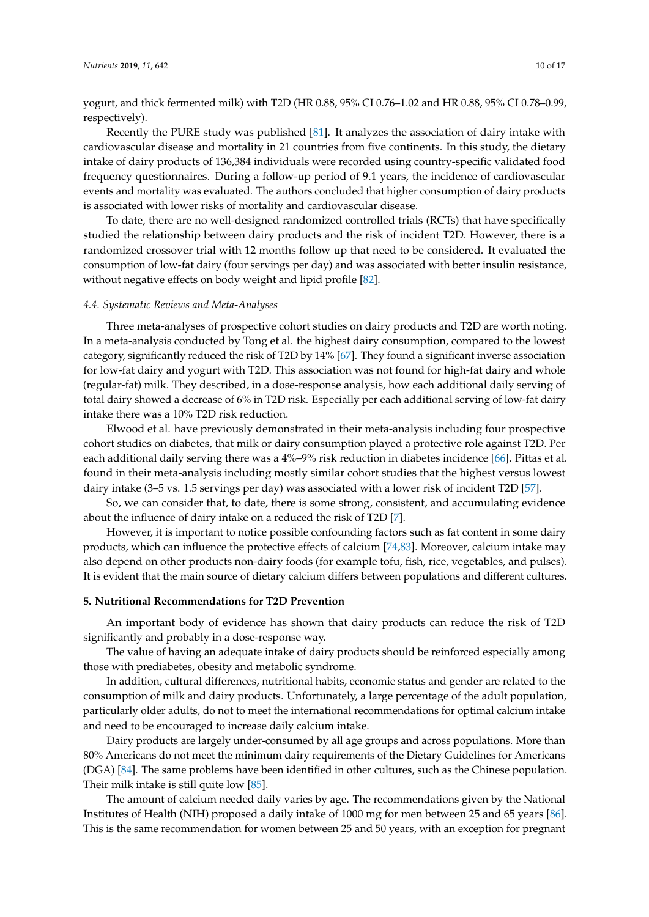yogurt, and thick fermented milk) with T2D (HR 0.88, 95% CI 0.76–1.02 and HR 0.88, 95% CI 0.78–0.99, respectively).

Recently the PURE study was published [81]. It analyzes the association of dairy intake with cardiovascular disease and mortality in 21 countries from five continents. In this study, the dietary intake of dairy products of 136,384 individuals were recorded using country-specific validated food frequency questionnaires. During a follow-up period of 9.1 years, the incidence of cardiovascular events and mortality was evaluated. The authors concluded that higher consumption of dairy products is associated with lower risks of mortality and cardiovascular disease.

To date, there are no well-designed randomized controlled trials (RCTs) that have specifically studied the relationship between dairy products and the risk of incident T2D. However, there is a randomized crossover trial with 12 months follow up that need to be considered. It evaluated the consumption of low-fat dairy (four servings per day) and was associated with better insulin resistance, without negative effects on body weight and lipid profile [82].

### *4.4. Systematic Reviews and Meta-Analyses*

Three meta-analyses of prospective cohort studies on dairy products and T2D are worth noting. In a meta-analysis conducted by Tong et al. the highest dairy consumption, compared to the lowest category, significantly reduced the risk of T2D by 14% [67]. They found a significant inverse association for low-fat dairy and yogurt with T2D. This association was not found for high-fat dairy and whole (regular-fat) milk. They described, in a dose-response analysis, how each additional daily serving of total dairy showed a decrease of 6% in T2D risk. Especially per each additional serving of low-fat dairy intake there was a 10% T2D risk reduction.

Elwood et al. have previously demonstrated in their meta-analysis including four prospective cohort studies on diabetes, that milk or dairy consumption played a protective role against T2D. Per each additional daily serving there was a 4%–9% risk reduction in diabetes incidence [66]. Pittas et al. found in their meta-analysis including mostly similar cohort studies that the highest versus lowest dairy intake (3–5 vs. 1.5 servings per day) was associated with a lower risk of incident T2D [57].

So, we can consider that, to date, there is some strong, consistent, and accumulating evidence about the influence of dairy intake on a reduced the risk of T2D [7].

However, it is important to notice possible confounding factors such as fat content in some dairy products, which can influence the protective effects of calcium [74,83]. Moreover, calcium intake may also depend on other products non-dairy foods (for example tofu, fish, rice, vegetables, and pulses). It is evident that the main source of dietary calcium differs between populations and different cultures.

## **5. Nutritional Recommendations for T2D Prevention**

An important body of evidence has shown that dairy products can reduce the risk of T2D significantly and probably in a dose-response way.

The value of having an adequate intake of dairy products should be reinforced especially among those with prediabetes, obesity and metabolic syndrome.

In addition, cultural differences, nutritional habits, economic status and gender are related to the consumption of milk and dairy products. Unfortunately, a large percentage of the adult population, particularly older adults, do not to meet the international recommendations for optimal calcium intake and need to be encouraged to increase daily calcium intake.

Dairy products are largely under-consumed by all age groups and across populations. More than 80% Americans do not meet the minimum dairy requirements of the Dietary Guidelines for Americans (DGA) [84]. The same problems have been identified in other cultures, such as the Chinese population. Their milk intake is still quite low [85].

The amount of calcium needed daily varies by age. The recommendations given by the National Institutes of Health (NIH) proposed a daily intake of 1000 mg for men between 25 and 65 years [86]. This is the same recommendation for women between 25 and 50 years, with an exception for pregnant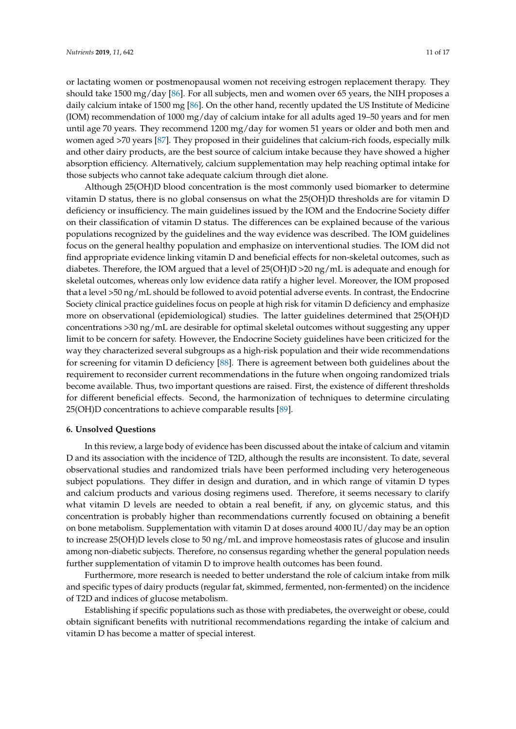or lactating women or postmenopausal women not receiving estrogen replacement therapy. They should take 1500 mg/day [86]. For all subjects, men and women over 65 years, the NIH proposes a daily calcium intake of 1500 mg [86]. On the other hand, recently updated the US Institute of Medicine (IOM) recommendation of 1000 mg/day of calcium intake for all adults aged 19–50 years and for men until age 70 years. They recommend 1200 mg/day for women 51 years or older and both men and women aged >70 years [87]. They proposed in their guidelines that calcium-rich foods, especially milk and other dairy products, are the best source of calcium intake because they have showed a higher absorption efficiency. Alternatively, calcium supplementation may help reaching optimal intake for those subjects who cannot take adequate calcium through diet alone.

Although 25(OH)D blood concentration is the most commonly used biomarker to determine vitamin D status, there is no global consensus on what the 25(OH)D thresholds are for vitamin D deficiency or insufficiency. The main guidelines issued by the IOM and the Endocrine Society differ on their classification of vitamin D status. The differences can be explained because of the various populations recognized by the guidelines and the way evidence was described. The IOM guidelines focus on the general healthy population and emphasize on interventional studies. The IOM did not find appropriate evidence linking vitamin D and beneficial effects for non-skeletal outcomes, such as diabetes. Therefore, the IOM argued that a level of 25(OH)D >20 ng/mL is adequate and enough for skeletal outcomes, whereas only low evidence data ratify a higher level. Moreover, the IOM proposed that a level >50 ng/mL should be followed to avoid potential adverse events. In contrast, the Endocrine Society clinical practice guidelines focus on people at high risk for vitamin D deficiency and emphasize more on observational (epidemiological) studies. The latter guidelines determined that 25(OH)D concentrations >30 ng/mL are desirable for optimal skeletal outcomes without suggesting any upper limit to be concern for safety. However, the Endocrine Society guidelines have been criticized for the way they characterized several subgroups as a high-risk population and their wide recommendations for screening for vitamin D deficiency [88]. There is agreement between both guidelines about the requirement to reconsider current recommendations in the future when ongoing randomized trials become available. Thus, two important questions are raised. First, the existence of different thresholds for different beneficial effects. Second, the harmonization of techniques to determine circulating 25(OH)D concentrations to achieve comparable results [89].

## 6. Unsolved Questions

In this review, a large body of evidence has been discussed about the intake of calcium and vitamin D and its association with the incidence of T2D, although the results are inconsistent. To date, several observational studies and randomized trials have been performed including very heterogeneous subject populations. They differ in design and duration, and in which range of vitamin D types and calcium products and various dosing regimens used. Therefore, it seems necessary to clarify what vitamin D levels are needed to obtain a real benefit, if any, on glycemic status, and this concentration is probably higher than recommendations currently focused on obtaining a benefit on bone metabolism. Supplementation with vitamin D at doses around 4000 IU/day may be an option to increase 25(OH)D levels close to 50 ng/mL and improve homeostasis rates of glucose and insulin among non-diabetic subjects. Therefore, no consensus regarding whether the general population needs further supplementation of vitamin D to improve health outcomes has been found.

Furthermore, more research is needed to better understand the role of calcium intake from milk and specific types of dairy products (regular fat, skimmed, fermented, non-fermented) on the incidence of T2D and indices of glucose metabolism.

Establishing if specific populations such as those with prediabetes, the overweight or obese, could obtain significant benefits with nutritional recommendations regarding the intake of calcium and vitamin D has become a matter of special interest.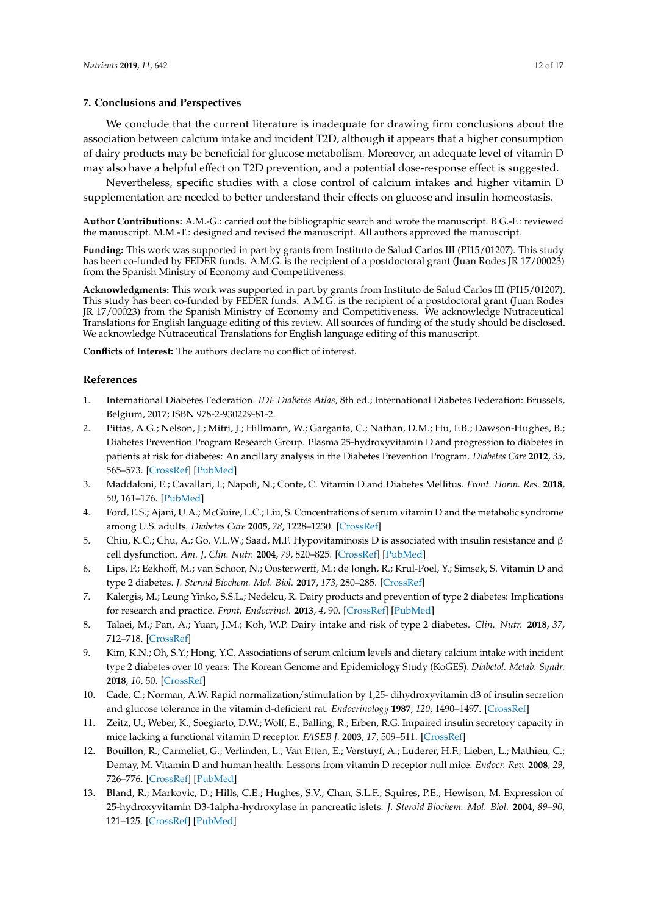## 7. Conclusions and Perspectives

We conclude that the current literature is inadequate for drawing firm conclusions about the association between calcium intake and incident T2D, although it appears that a higher consumption of dairy products may be beneficial for glucose metabolism. Moreover, an adequate level of vitamin D may also have a helpful effect on T2D prevention, and a potential dose-response effect is suggested.

Nevertheless, specific studies with a close control of calcium intakes and higher vitamin D supplementation are needed to better understand their effects on glucose and insulin homeostasis.

**Author Contributions:** A.M.-G.: carried out the bibliographic search and wrote the manuscript. B.G.-F.: reviewed the manuscript. M.M.-T.: designed and revised the manuscript. All authors approved the manuscript.

**Funding:** This work was supported in part by grants from Instituto de Salud Carlos III (PI15/01207). This study has been co-funded by FEDER funds. A.M.G. is the recipient of a postdoctoral grant (Juan Rodes JR 17/00023) from the Spanish Ministry of Economy and Competitiveness.

**Acknowledgments:** This work was supported in part by grants from Instituto de Salud Carlos III (PI15/01207). This study has been co-funded by FEDER funds. A.M.G. is the recipient of a postdoctoral grant (Juan Rodes JR 17/00023) from the Spanish Ministry of Economy and Competitiveness. We acknowledge Nutraceutical Translations for English language editing of this review. All sources of funding of the study should be disclosed. We acknowledge Nutraceutical Translations for English language editing of this manuscript.

**Conflicts of Interest:** The authors declare no conflict of interest.

## References

1. International Diabetes Federation. *IDF Diabetes Atlas*, 8th ed.; International Diabetes Federation: Brussels, Belgium, 2017; ISBN 978-2-930229-81-2.
2. Pittas, A.G.; Nelson, J.; Mitri, J.; Hillmann, W.; Garganta, C.; Nathan, D.M.; Hu, F.B.; Dawson-Hughes, B.; Diabetes Prevention Program Research Group. Plasma 25-hydroxyvitamin D and progression to diabetes in patients at risk for diabetes: An ancillary analysis in the Diabetes Prevention Program. *Diabetes Care* **2012**, *35*, 565–573. [CrossRef] [PubMed]
3. Maddaloni, E.; Cavallari, I.; Napoli, N.; Conte, C. Vitamin D and Diabetes Mellitus. *Front. Horm. Res.* **2018**, *50*, 161–176. [PubMed]
4. Ford, E.S.; Ajani, U.A.; McGuire, L.C.; Liu, S. Concentrations of serum vitamin D and the metabolic syndrome among U.S. adults. *Diabetes Care* **2005**, *28*, 1228–1230. [CrossRef]
5. Chiu, K.C.; Chu, A.; Go, V.L.W.; Saad, M.F. Hypovitaminosis D is associated with insulin resistance and β cell dysfunction. *Am. J. Clin. Nutr.* **2004**, *79*, 820–825. [CrossRef] [PubMed]
6. Lips, P.; Eekhoff, M.; van Schoor, N.; Oosterwerff, M.; de Jongh, R.; Krul-Poel, Y.; Simsek, S. Vitamin D and type 2 diabetes. *J. Steroid Biochem. Mol. Biol.* **2017**, *173*, 280–285. [CrossRef]
7. Kalergis, M.; Leung Yinko, S.S.L.; Nedelcu, R. Dairy products and prevention of type 2 diabetes: Implications for research and practice. *Front. Endocrinol.* **2013**, *4*, 90. [CrossRef] [PubMed]
8. Talaei, M.; Pan, A.; Yuan, J.M.; Koh, W.P. Dairy intake and risk of type 2 diabetes. *Clin. Nutr.* **2018**, *37*, 712–718. [CrossRef]
9. Kim, K.N.; Oh, S.Y.; Hong, Y.C. Associations of serum calcium levels and dietary calcium intake with incident type 2 diabetes over 10 years: The Korean Genome and Epidemiology Study (KoGES). *Diabetol. Metab. Syndr.* **2018**, *10*, 50. [CrossRef]
10. Cade, C.; Norman, A.W. Rapid normalization/stimulation by 1,25- dihydroxyvitamin d3 of insulin secretion and glucose tolerance in the vitamin d-deficient rat. *Endocrinology* **1987**, *120*, 1490–1497. [CrossRef]
11. Zeitz, U.; Weber, K.; Soegiarto, D.W.; Wolf, E.; Balling, R.; Erben, R.G. Impaired insulin secretory capacity in mice lacking a functional vitamin D receptor. *FASEB J.* **2003**, *17*, 509–511. [CrossRef]
12. Bouillon, R.; Carmeliet, G.; Verlinden, L.; Van Etten, E.; Verstuyf, A.; Luderer, H.F.; Lieben, L.; Mathieu, C.; Demay, M. Vitamin D and human health: Lessons from vitamin D receptor null mice. *Endocr. Rev.* **2008**, *29*, 726–776. [CrossRef] [PubMed]
13. Bland, R.; Markovic, D.; Hills, C.E.; Hughes, S.V.; Chan, S.L.F.; Squires, P.E.; Hewison, M. Expression of 25-hydroxyvitamin D3-1alpha-hydroxylase in pancreatic islets. *J. Steroid Biochem. Mol. Biol.* **2004**, *89–90*, 121–125. [CrossRef] [PubMed]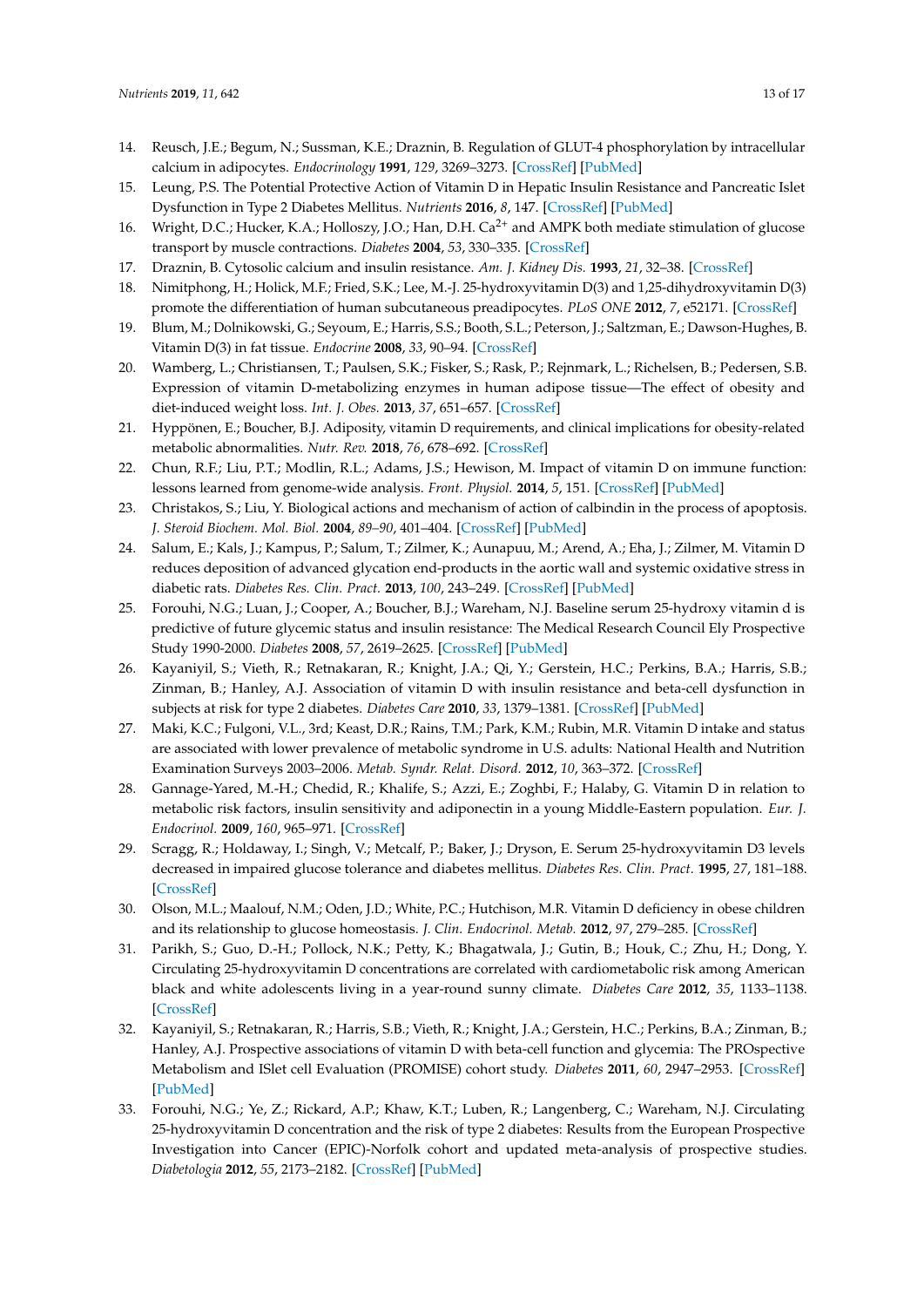14. Reusch, J.E.; Begum, N.; Sussman, K.E.; Draznin, B. Regulation of GLUT-4 phosphorylation by intracellular calcium in adipocytes. *Endocrinology* **1991**, *129*, 3269–3273. [CrossRef] [PubMed]
15. Leung, P.S. The Potential Protective Action of Vitamin D in Hepatic Insulin Resistance and Pancreatic Islet Dysfunction in Type 2 Diabetes Mellitus. *Nutrients* **2016**, *8*, 147. [CrossRef] [PubMed]
16. Wright, D.C.; Hucker, K.A.; Holloszy, J.O.; Han, D.H. $Ca^{2+}$ and AMPK both mediate stimulation of glucose transport by muscle contractions. *Diabetes* **2004**, *53*, 330–335. [CrossRef]
17. Draznin, B. Cytosolic calcium and insulin resistance. *Am. J. Kidney Dis.* **1993**, *21*, 32–38. [CrossRef]
18. Nimitphong, H.; Holick, M.F.; Fried, S.K.; Lee, M.-J. 25-hydroxyvitamin D(3) and 1,25-dihydroxyvitamin D(3) promote the differentiation of human subcutaneous preadipocytes. *PLoS ONE* **2012**, *7*, e52171. [CrossRef]
19. Blum, M.; Dolnikowski, G.; Seyoum, E.; Harris, S.S.; Booth, S.L.; Peterson, J.; Saltzman, E.; Dawson-Hughes, B. Vitamin D(3) in fat tissue. *Endocrine* **2008**, *33*, 90–94. [CrossRef]
20. Wamberg, L.; Christiansen, T.; Paulsen, S.K.; Fisker, S.; Rask, P.; Rejnmark, L.; Richelsen, B.; Pedersen, S.B. Expression of vitamin D-metabolizing enzymes in human adipose tissue—The effect of obesity and diet-induced weight loss. *Int. J. Obes.* **2013**, *37*, 651–657. [CrossRef]
21. Hyppönen, E.; Boucher, B.J. Adiposity, vitamin D requirements, and clinical implications for obesity-related metabolic abnormalities. *Nutr. Rev.* **2018**, *76*, 678–692. [CrossRef]
22. Chun, R.F.; Liu, P.T.; Modlin, R.L.; Adams, J.S.; Hewison, M. Impact of vitamin D on immune function: lessons learned from genome-wide analysis. *Front. Physiol.* **2014**, *5*, 151. [CrossRef] [PubMed]
23. Christakos, S.; Liu, Y. Biological actions and mechanism of action of calbindin in the process of apoptosis. *J. Steroid Biochem. Mol. Biol.* **2004**, *89–90*, 401–404. [CrossRef] [PubMed]
24. Salum, E.; Kals, J.; Kampus, P.; Salum, T.; Zilmer, K.; Aunapuu, M.; Arend, A.; Eha, J.; Zilmer, M. Vitamin D reduces deposition of advanced glycation end-products in the aortic wall and systemic oxidative stress in diabetic rats. *Diabetes Res. Clin. Pract.* **2013**, *100*, 243–249. [CrossRef] [PubMed]
25. Forouhi, N.G.; Luan, J.; Cooper, A.; Boucher, B.J.; Wareham, N.J. Baseline serum 25-hydroxy vitamin d is predictive of future glycemic status and insulin resistance: The Medical Research Council Ely Prospective Study 1990-2000. *Diabetes* **2008**, *57*, 2619–2625. [CrossRef] [PubMed]
26. Kayaniyil, S.; Vieth, R.; Retnakaran, R.; Knight, J.A.; Qi, Y.; Gerstein, H.C.; Perkins, B.A.; Harris, S.B.; Zinman, B.; Hanley, A.J. Association of vitamin D with insulin resistance and beta-cell dysfunction in subjects at risk for type 2 diabetes. *Diabetes Care* **2010**, *33*, 1379–1381. [CrossRef] [PubMed]
27. Maki, K.C.; Fulgoni, V.L., 3rd; Keast, D.R.; Rains, T.M.; Park, K.M.; Rubin, M.R. Vitamin D intake and status are associated with lower prevalence of metabolic syndrome in U.S. adults: National Health and Nutrition Examination Surveys 2003–2006. *Metab. Syndr. Relat. Disord.* **2012**, *10*, 363–372. [CrossRef]
28. Gannage-Yared, M.-H.; Chedid, R.; Khalife, S.; Azzi, E.; Zoghbi, F.; Halaby, G. Vitamin D in relation to metabolic risk factors, insulin sensitivity and adiponectin in a young Middle-Eastern population. *Eur. J. Endocrinol.* **2009**, *160*, 965–971. [CrossRef]
29. Scragg, R.; Holdaway, I.; Singh, V.; Metcalf, P.; Baker, J.; Dryson, E. Serum 25-hydroxyvitamin D3 levels decreased in impaired glucose tolerance and diabetes mellitus. *Diabetes Res. Clin. Pract.* **1995**, *27*, 181–188. [CrossRef]
30. Olson, M.L.; Maalouf, N.M.; Oden, J.D.; White, P.C.; Hutchison, M.R. Vitamin D deficiency in obese children and its relationship to glucose homeostasis. *J. Clin. Endocrinol. Metab.* **2012**, *97*, 279–285. [CrossRef]
31. Parikh, S.; Guo, D.-H.; Pollock, N.K.; Petty, K.; Bhagatwala, J.; Gutin, B.; Houk, C.; Zhu, H.; Dong, Y. Circulating 25-hydroxyvitamin D concentrations are correlated with cardiometabolic risk among American black and white adolescents living in a year-round sunny climate. *Diabetes Care* **2012**, *35*, 1133–1138. [CrossRef]
32. Kayaniyil, S.; Retnakaran, R.; Harris, S.B.; Vieth, R.; Knight, J.A.; Gerstein, H.C.; Perkins, B.A.; Zinman, B.; Hanley, A.J. Prospective associations of vitamin D with beta-cell function and glycemia: The PROspective Metabolism and ISlet cell Evaluation (PROMISE) cohort study. *Diabetes* **2011**, *60*, 2947–2953. [CrossRef] [PubMed]
33. Forouhi, N.G.; Ye, Z.; Rickard, A.P.; Khaw, K.T.; Luben, R.; Langenberg, C.; Wareham, N.J. Circulating 25-hydroxyvitamin D concentration and the risk of type 2 diabetes: Results from the European Prospective Investigation into Cancer (EPIC)-Norfolk cohort and updated meta-analysis of prospective studies. *Diabetologia* **2012**, *55*, 2173–2182. [CrossRef] [PubMed]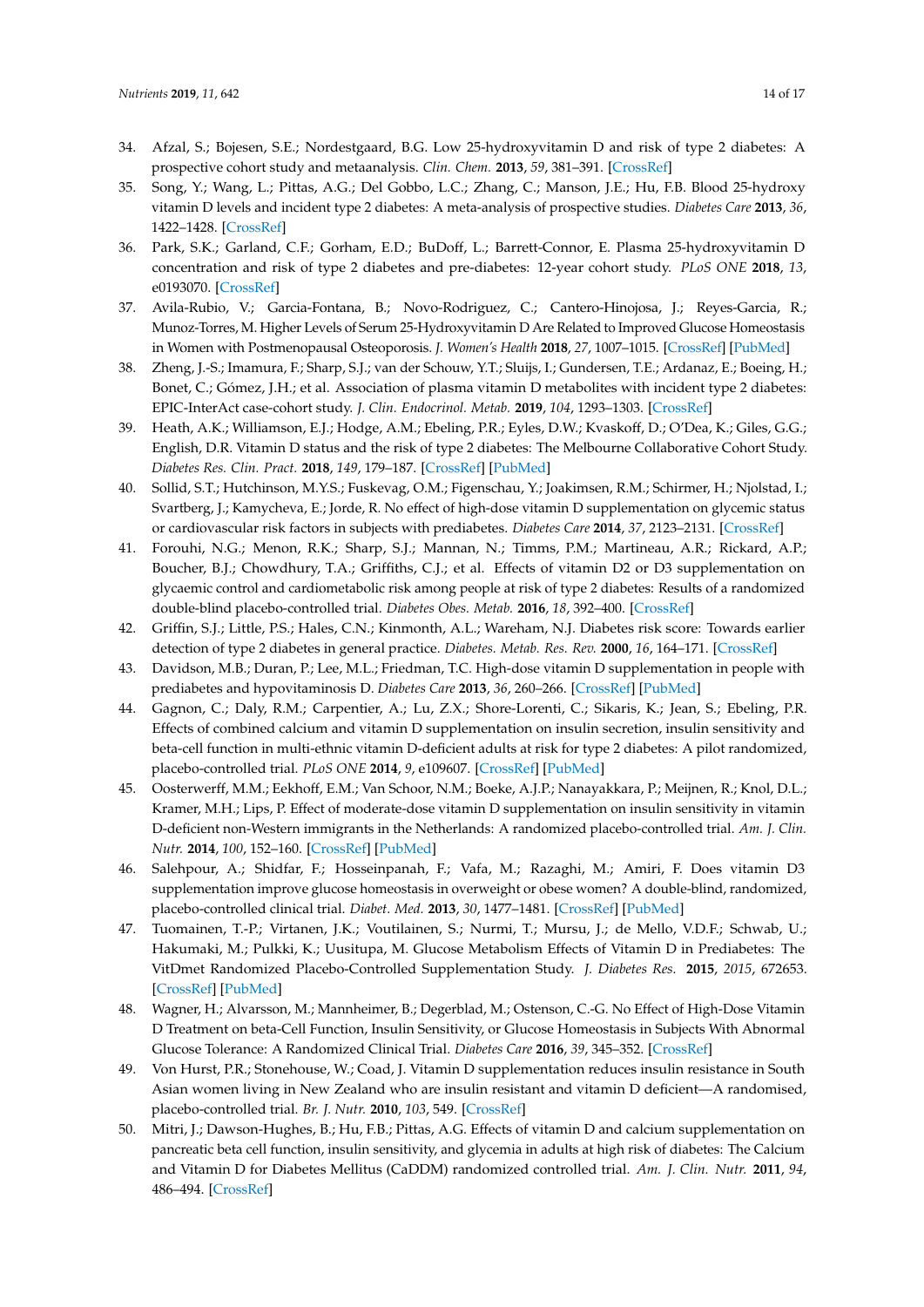34. Afzal, S.; Bojesen, S.E.; Nordestgaard, B.G. Low 25-hydroxyvitamin D and risk of type 2 diabetes: A prospective cohort study and metaanalysis. *Clin. Chem.* **2013**, *59*, 381–391. [CrossRef]
35. Song, Y.; Wang, L.; Pittas, A.G.; Del Gobbo, L.C.; Zhang, C.; Manson, J.E.; Hu, F.B. Blood 25-hydroxy vitamin D levels and incident type 2 diabetes: A meta-analysis of prospective studies. *Diabetes Care* **2013**, *36*, 1422–1428. [CrossRef]
36. Park, S.K.; Garland, C.F.; Gorham, E.D.; BuDoff, L.; Barrett-Connor, E. Plasma 25-hydroxyvitamin D concentration and risk of type 2 diabetes and pre-diabetes: 12-year cohort study. *PLoS ONE* **2018**, *13*, e0193070. [CrossRef]
37. Avila-Rubio, V.; Garcia-Fontana, B.; Novo-Rodriguez, C.; Cantero-Hinojosa, J.; Reyes-Garcia, R.; Munoz-Torres, M. Higher Levels of Serum 25-Hydroxyvitamin D Are Related to Improved Glucose Homeostasis in Women with Postmenopausal Osteoporosis. *J. Women's Health* **2018**, *27*, 1007–1015. [CrossRef] [PubMed]
38. Zheng, J.-S.; Imamura, F.; Sharp, S.J.; van der Schouw, Y.T.; Sluijs, I.; Gundersen, T.E.; Ardanaz, E.; Boeing, H.; Bonet, C.; Gómez, J.H.; et al. Association of plasma vitamin D metabolites with incident type 2 diabetes: EPIC-InterAct case-cohort study. *J. Clin. Endocrinol. Metab.* **2019**, *104*, 1293–1303. [CrossRef]
39. Heath, A.K.; Williamson, E.J.; Hodge, A.M.; Ebeling, P.R.; Eyles, D.W.; Kvaskoff, D.; O'Dea, K.; Giles, G.G.; English, D.R. Vitamin D status and the risk of type 2 diabetes: The Melbourne Collaborative Cohort Study. *Diabetes Res. Clin. Pract.* **2018**, *149*, 179–187. [CrossRef] [PubMed]
40. Sollid, S.T.; Hutchinson, M.Y.S.; Fuskevag, O.M.; Figenschau, Y.; Joakimsen, R.M.; Schirmer, H.; Njolstad, I.; Svartberg, J.; Kamycheva, E.; Jorde, R. No effect of high-dose vitamin D supplementation on glycemic status or cardiovascular risk factors in subjects with prediabetes. *Diabetes Care* **2014**, *37*, 2123–2131. [CrossRef]
41. Forouhi, N.G.; Menon, R.K.; Sharp, S.J.; Mannan, N.; Timms, P.M.; Martineau, A.R.; Rickard, A.P.; Boucher, B.J.; Chowdhury, T.A.; Griffiths, C.J.; et al. Effects of vitamin D2 or D3 supplementation on glycaemic control and cardiometabolic risk among people at risk of type 2 diabetes: Results of a randomized double-blind placebo-controlled trial. *Diabetes Obes. Metab.* **2016**, *18*, 392–400. [CrossRef]
42. Griffin, S.J.; Little, P.S.; Hales, C.N.; Kinmonth, A.L.; Wareham, N.J. Diabetes risk score: Towards earlier detection of type 2 diabetes in general practice. *Diabetes. Metab. Res. Rev.* **2000**, *16*, 164–171. [CrossRef]
43. Davidson, M.B.; Duran, P.; Lee, M.L.; Friedman, T.C. High-dose vitamin D supplementation in people with prediabetes and hypovitaminosis D. *Diabetes Care* **2013**, *36*, 260–266. [CrossRef] [PubMed]
44. Gagnon, C.; Daly, R.M.; Carpentier, A.; Lu, Z.X.; Shore-Lorenti, C.; Sikaris, K.; Jean, S.; Ebeling, P.R. Effects of combined calcium and vitamin D supplementation on insulin secretion, insulin sensitivity and beta-cell function in multi-ethnic vitamin D-deficient adults at risk for type 2 diabetes: A pilot randomized, placebo-controlled trial. *PLoS ONE* **2014**, *9*, e109607. [CrossRef] [PubMed]
45. Oosterwerff, M.M.; Eekhoff, E.M.; Van Schoor, N.M.; Boeke, A.J.P.; Nanayakkara, P.; Meijnen, R.; Knol, D.L.; Kramer, M.H.; Lips, P. Effect of moderate-dose vitamin D supplementation on insulin sensitivity in vitamin D-deficient non-Western immigrants in the Netherlands: A randomized placebo-controlled trial. *Am. J. Clin. Nutr.* **2014**, *100*, 152–160. [CrossRef] [PubMed]
46. Salehpour, A.; Shidfar, F.; Hosseinpanah, F.; Vafa, M.; Razaghi, M.; Amiri, F. Does vitamin D3 supplementation improve glucose homeostasis in overweight or obese women? A double-blind, randomized, placebo-controlled clinical trial. *Diabet. Med.* **2013**, *30*, 1477–1481. [CrossRef] [PubMed]
47. Tuomainen, T.-P.; Virtanen, J.K.; Voutilainen, S.; Nurmi, T.; Mursu, J.; de Mello, V.D.F.; Schwab, U.; Hakumaki, M.; Pulkki, K.; Uusitupa, M. Glucose Metabolism Effects of Vitamin D in Prediabetes: The VitDmet Randomized Placebo-Controlled Supplementation Study. *J. Diabetes Res.* **2015**, *2015*, 672653. [CrossRef] [PubMed]
48. Wagner, H.; Alvarsson, M.; Mannheimer, B.; Degerblad, M.; Ostenson, C.-G. No Effect of High-Dose Vitamin D Treatment on beta-Cell Function, Insulin Sensitivity, or Glucose Homeostasis in Subjects With Abnormal Glucose Tolerance: A Randomized Clinical Trial. *Diabetes Care* **2016**, *39*, 345–352. [CrossRef]
49. Von Hurst, P.R.; Stonehouse, W.; Coad, J. Vitamin D supplementation reduces insulin resistance in South Asian women living in New Zealand who are insulin resistant and vitamin D deficient—A randomised, placebo-controlled trial. *Br. J. Nutr.* **2010**, *103*, 549. [CrossRef]
50. Mitri, J.; Dawson-Hughes, B.; Hu, F.B.; Pittas, A.G. Effects of vitamin D and calcium supplementation on pancreatic beta cell function, insulin sensitivity, and glycemia in adults at high risk of diabetes: The Calcium and Vitamin D for Diabetes Mellitus (CaDDM) randomized controlled trial. *Am. J. Clin. Nutr.* **2011**, *94*, 486–494. [CrossRef]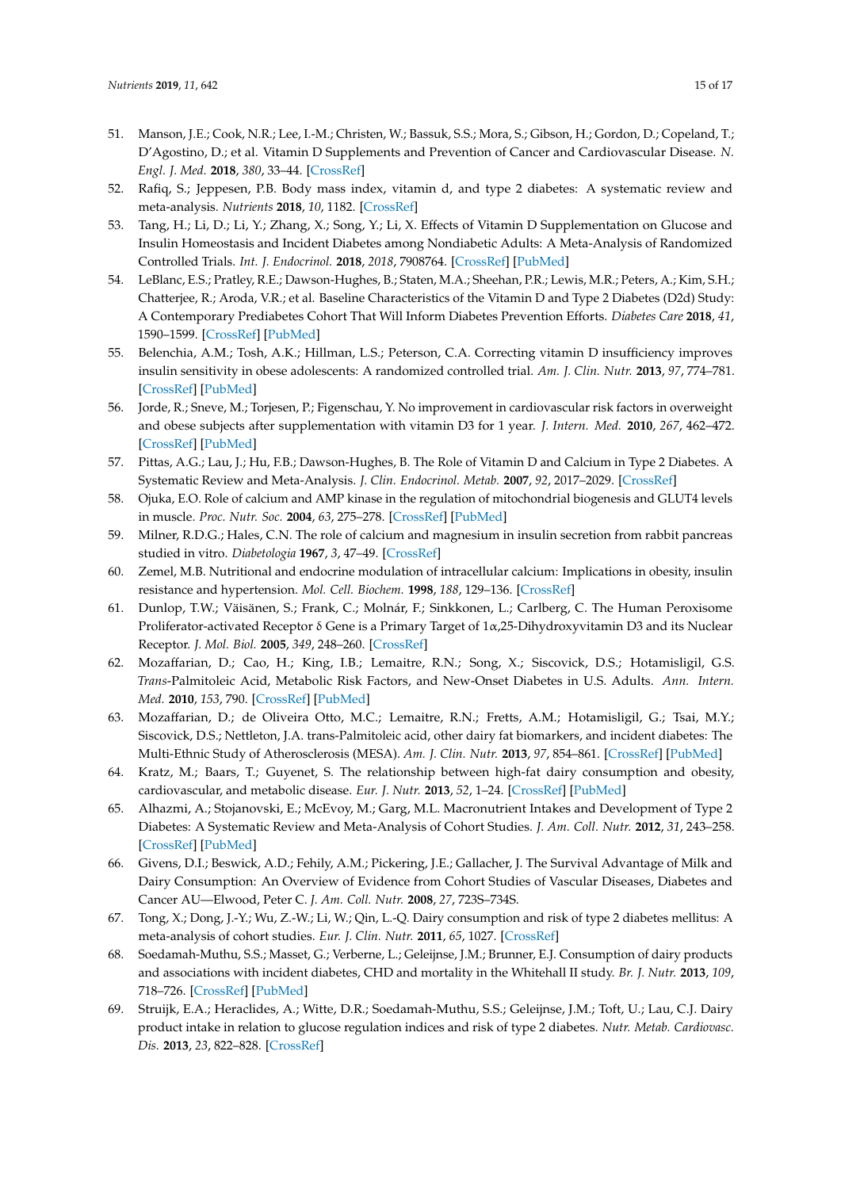51. Manson, J.E.; Cook, N.R.; Lee, I.-M.; Christen, W.; Bassuk, S.S.; Mora, S.; Gibson, H.; Gordon, D.; Copeland, T.; D'Agostino, D.; et al. Vitamin D Supplements and Prevention of Cancer and Cardiovascular Disease. *N. Engl. J. Med.* **2018**, *380*, 33–44. [CrossRef]
52. Rafiq, S.; Jeppesen, P.B. Body mass index, vitamin d, and type 2 diabetes: A systematic review and meta-analysis. *Nutrients* **2018**, *10*, 1182. [CrossRef]
53. Tang, H.; Li, D.; Li, Y.; Zhang, X.; Song, Y.; Li, X. Effects of Vitamin D Supplementation on Glucose and Insulin Homeostasis and Incident Diabetes among Nondiabetic Adults: A Meta-Analysis of Randomized Controlled Trials. *Int. J. Endocrinol.* **2018**, *2018*, 7908764. [CrossRef] [PubMed]
54. LeBlanc, E.S.; Pratley, R.E.; Dawson-Hughes, B.; Staten, M.A.; Sheehan, P.R.; Lewis, M.R.; Peters, A.; Kim, S.H.; Chatterjee, R.; Aroda, V.R.; et al. Baseline Characteristics of the Vitamin D and Type 2 Diabetes (D2d) Study: A Contemporary Prediabetes Cohort That Will Inform Diabetes Prevention Efforts. *Diabetes Care* **2018**, *41*, 1590–1599. [CrossRef] [PubMed]
55. Belenchia, A.M.; Tosh, A.K.; Hillman, L.S.; Peterson, C.A. Correcting vitamin D insufficiency improves insulin sensitivity in obese adolescents: A randomized controlled trial. *Am. J. Clin. Nutr.* **2013**, *97*, 774–781. [CrossRef] [PubMed]
56. Jorde, R.; Sneve, M.; Torjesen, P.; Figenschau, Y. No improvement in cardiovascular risk factors in overweight and obese subjects after supplementation with vitamin D3 for 1 year. *J. Intern. Med.* **2010**, *267*, 462–472. [CrossRef] [PubMed]
57. Pittas, A.G.; Lau, J.; Hu, F.B.; Dawson-Hughes, B. The Role of Vitamin D and Calcium in Type 2 Diabetes. A Systematic Review and Meta-Analysis. *J. Clin. Endocrinol. Metab.* **2007**, *92*, 2017–2029. [CrossRef]
58. Ojuka, E.O. Role of calcium and AMP kinase in the regulation of mitochondrial biogenesis and GLUT4 levels in muscle. *Proc. Nutr. Soc.* **2004**, *63*, 275–278. [CrossRef] [PubMed]
59. Milner, R.D.G.; Hales, C.N. The role of calcium and magnesium in insulin secretion from rabbit pancreas studied in vitro. *Diabetologia* **1967**, *3*, 47–49. [CrossRef]
60. Zemel, M.B. Nutritional and endocrine modulation of intracellular calcium: Implications in obesity, insulin resistance and hypertension. *Mol. Cell. Biochem.* **1998**, *188*, 129–136. [CrossRef]
61. Dunlop, T.W.; Väisänen, S.; Frank, C.; Molnár, F.; Sinkkonen, L.; Carlberg, C. The Human Peroxisome Proliferator-activated Receptor δ Gene is a Primary Target of 1α,25-Dihydroxyvitamin D3 and its Nuclear Receptor. *J. Mol. Biol.* **2005**, *349*, 248–260. [CrossRef]
62. Mozaffarian, D.; Cao, H.; King, I.B.; Lemaitre, R.N.; Song, X.; Siscovick, D.S.; Hotamisligil, G.S. *Trans*-Palmitoleic Acid, Metabolic Risk Factors, and New-Onset Diabetes in U.S. Adults. *Ann. Intern. Med.* **2010**, *153*, 790. [CrossRef] [PubMed]
63. Mozaffarian, D.; de Oliveira Otto, M.C.; Lemaitre, R.N.; Fretts, A.M.; Hotamisligil, G.; Tsai, M.Y.; Siscovick, D.S.; Nettleton, J.A. trans-Palmitoleic acid, other dairy fat biomarkers, and incident diabetes: The Multi-Ethnic Study of Atherosclerosis (MESA). *Am. J. Clin. Nutr.* **2013**, *97*, 854–861. [CrossRef] [PubMed]
64. Kratz, M.; Baars, T.; Guyenet, S. The relationship between high-fat dairy consumption and obesity, cardiovascular, and metabolic disease. *Eur. J. Nutr.* **2013**, *52*, 1–24. [CrossRef] [PubMed]
65. Alhazmi, A.; Stojanovski, E.; McEvoy, M.; Garg, M.L. Macronutrient Intakes and Development of Type 2 Diabetes: A Systematic Review and Meta-Analysis of Cohort Studies. *J. Am. Coll. Nutr.* **2012**, *31*, 243–258. [CrossRef] [PubMed]
66. Givens, D.I.; Beswick, A.D.; Fehily, A.M.; Pickering, J.E.; Gallacher, J. The Survival Advantage of Milk and Dairy Consumption: An Overview of Evidence from Cohort Studies of Vascular Diseases, Diabetes and Cancer AU—Elwood, Peter C. *J. Am. Coll. Nutr.* **2008**, *27*, 723S–734S.
67. Tong, X.; Dong, J.-Y.; Wu, Z.-W.; Li, W.; Qin, L.-Q. Dairy consumption and risk of type 2 diabetes mellitus: A meta-analysis of cohort studies. *Eur. J. Clin. Nutr.* **2011**, *65*, 1027. [CrossRef]
68. Soedamah-Muthu, S.S.; Masset, G.; Verberne, L.; Geleijnse, J.M.; Brunner, E.J. Consumption of dairy products and associations with incident diabetes, CHD and mortality in the Whitehall II study. *Br. J. Nutr.* **2013**, *109*, 718–726. [CrossRef] [PubMed]
69. Struijk, E.A.; Heraclides, A.; Witte, D.R.; Soedamah-Muthu, S.S.; Geleijnse, J.M.; Toft, U.; Lau, C.J. Dairy product intake in relation to glucose regulation indices and risk of type 2 diabetes. *Nutr. Metab. Cardiovasc. Dis.* **2013**, *23*, 822–828. [CrossRef]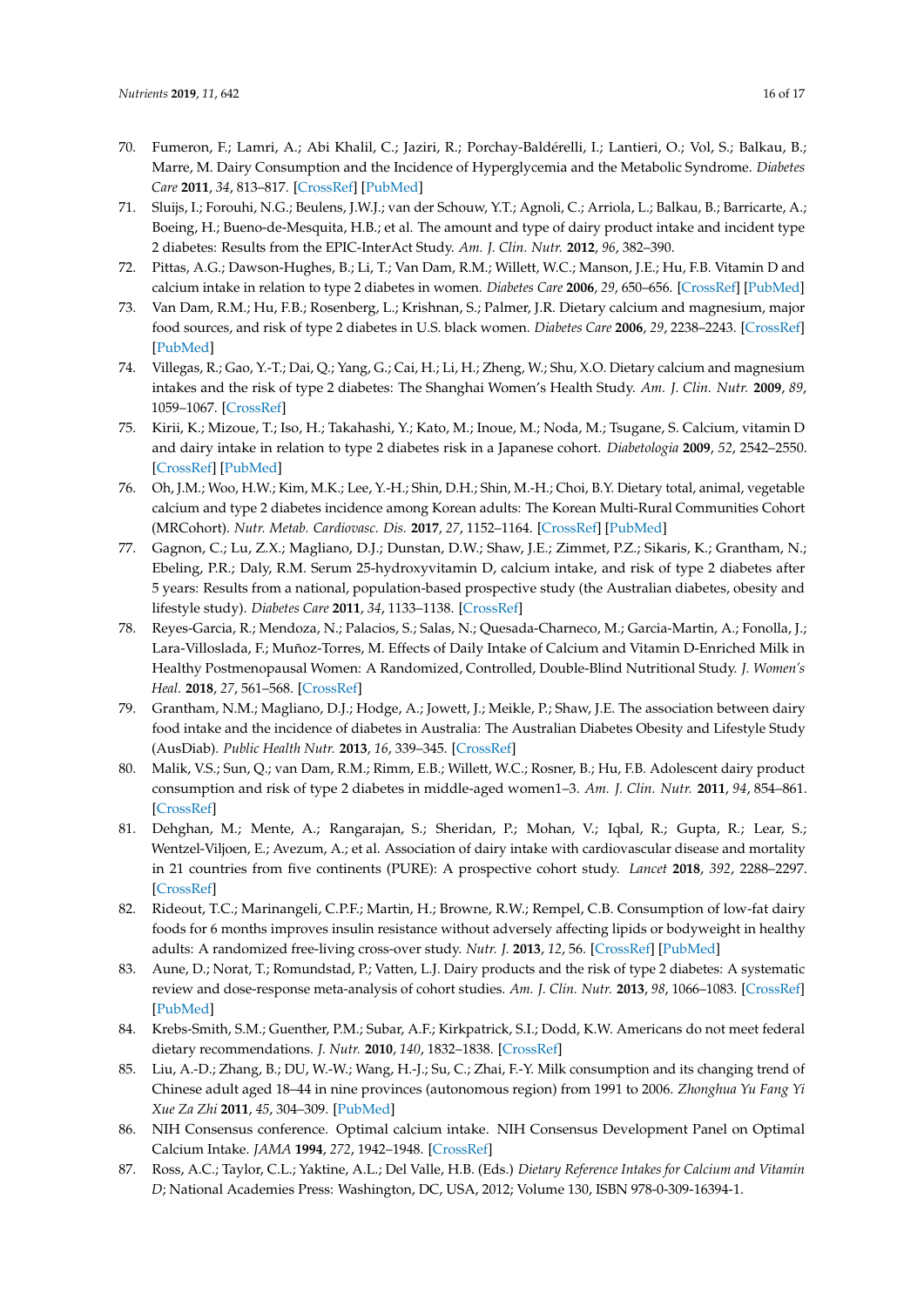70. Fumeron, F.; Lamri, A.; Abi Khalil, C.; Jaziri, R.; Porchay-Baldérelli, I.; Lantieri, O.; Vol, S.; Balkau, B.; Marre, M. Dairy Consumption and the Incidence of Hyperglycemia and the Metabolic Syndrome. *Diabetes Care* **2011**, *34*, 813–817. [CrossRef] [PubMed]
71. Sluijs, I.; Forouhi, N.G.; Beulens, J.W.J.; van der Schouw, Y.T.; Agnoli, C.; Arriola, L.; Balkau, B.; Barricarte, A.; Boeing, H.; Bueno-de-Mesquita, H.B.; et al. The amount and type of dairy product intake and incident type 2 diabetes: Results from the EPIC-InterAct Study. *Am. J. Clin. Nutr.* **2012**, *96*, 382–390.
72. Pittas, A.G.; Dawson-Hughes, B.; Li, T.; Van Dam, R.M.; Willett, W.C.; Manson, J.E.; Hu, F.B. Vitamin D and calcium intake in relation to type 2 diabetes in women. *Diabetes Care* **2006**, *29*, 650–656. [CrossRef] [PubMed]
73. Van Dam, R.M.; Hu, F.B.; Rosenberg, L.; Krishnan, S.; Palmer, J.R. Dietary calcium and magnesium, major food sources, and risk of type 2 diabetes in U.S. black women. *Diabetes Care* **2006**, *29*, 2238–2243. [CrossRef] [PubMed]
74. Villegas, R.; Gao, Y.-T.; Dai, Q.; Yang, G.; Cai, H.; Li, H.; Zheng, W.; Shu, X.O. Dietary calcium and magnesium intakes and the risk of type 2 diabetes: The Shanghai Women's Health Study. *Am. J. Clin. Nutr.* **2009**, *89*, 1059–1067. [CrossRef]
75. Kirii, K.; Mizoue, T.; Iso, H.; Takahashi, Y.; Kato, M.; Inoue, M.; Noda, M.; Tsugane, S. Calcium, vitamin D and dairy intake in relation to type 2 diabetes risk in a Japanese cohort. *Diabetologia* **2009**, *52*, 2542–2550. [CrossRef] [PubMed]
76. Oh, J.M.; Woo, H.W.; Kim, M.K.; Lee, Y.-H.; Shin, D.H.; Shin, M.-H.; Choi, B.Y. Dietary total, animal, vegetable calcium and type 2 diabetes incidence among Korean adults: The Korean Multi-Rural Communities Cohort (MRCohort). *Nutr. Metab. Cardiovasc. Dis.* **2017**, *27*, 1152–1164. [CrossRef] [PubMed]
77. Gagnon, C.; Lu, Z.X.; Magliano, D.J.; Dunstan, D.W.; Shaw, J.E.; Zimmet, P.Z.; Sikaris, K.; Grantham, N.; Ebeling, P.R.; Daly, R.M. Serum 25-hydroxyvitamin D, calcium intake, and risk of type 2 diabetes after 5 years: Results from a national, population-based prospective study (the Australian diabetes, obesity and lifestyle study). *Diabetes Care* **2011**, *34*, 1133–1138. [CrossRef]
78. Reyes-Garcia, R.; Mendoza, N.; Palacios, S.; Salas, N.; Quesada-Charneco, M.; Garcia-Martin, A.; Fonolla, J.; Lara-Villoslada, F.; Muñoz-Torres, M. Effects of Daily Intake of Calcium and Vitamin D-Enriched Milk in Healthy Postmenopausal Women: A Randomized, Controlled, Double-Blind Nutritional Study. *J. Women's Heal.* **2018**, *27*, 561–568. [CrossRef]
79. Grantham, N.M.; Magliano, D.J.; Hodge, A.; Jowett, J.; Meikle, P.; Shaw, J.E. The association between dairy food intake and the incidence of diabetes in Australia: The Australian Diabetes Obesity and Lifestyle Study (AusDiab). *Public Health Nutr.* **2013**, *16*, 339–345. [CrossRef]
80. Malik, V.S.; Sun, Q.; van Dam, R.M.; Rimm, E.B.; Willett, W.C.; Rosner, B.; Hu, F.B. Adolescent dairy product consumption and risk of type 2 diabetes in middle-aged women1–3. *Am. J. Clin. Nutr.* **2011**, *94*, 854–861. [CrossRef]
81. Dehghan, M.; Mente, A.; Rangarajan, S.; Sheridan, P.; Mohan, V.; Iqbal, R.; Gupta, R.; Lear, S.; Wentzel-Viljoen, E.; Avezum, A.; et al. Association of dairy intake with cardiovascular disease and mortality in 21 countries from five continents (PURE): A prospective cohort study. *Lancet* **2018**, *392*, 2288–2297. [CrossRef]
82. Rideout, T.C.; Marinangeli, C.P.F.; Martin, H.; Browne, R.W.; Rempel, C.B. Consumption of low-fat dairy foods for 6 months improves insulin resistance without adversely affecting lipids or bodyweight in healthy adults: A randomized free-living cross-over study. *Nutr. J.* **2013**, *12*, 56. [CrossRef] [PubMed]
83. Aune, D.; Norat, T.; Romundstad, P.; Vatten, L.J. Dairy products and the risk of type 2 diabetes: A systematic review and dose-response meta-analysis of cohort studies. *Am. J. Clin. Nutr.* **2013**, *98*, 1066–1083. [CrossRef] [PubMed]
84. Krebs-Smith, S.M.; Guenther, P.M.; Subar, A.F.; Kirkpatrick, S.I.; Dodd, K.W. Americans do not meet federal dietary recommendations. *J. Nutr.* **2010**, *140*, 1832–1838. [CrossRef]
85. Liu, A.-D.; Zhang, B.; DU, W.-W.; Wang, H.-J.; Su, C.; Zhai, F.-Y. Milk consumption and its changing trend of Chinese adult aged 18–44 in nine provinces (autonomous region) from 1991 to 2006. *Zhonghua Yu Fang Yi Xue Za Zhi* **2011**, *45*, 304–309. [PubMed]
86. NIH Consensus conference. Optimal calcium intake. NIH Consensus Development Panel on Optimal Calcium Intake. *JAMA* **1994**, *272*, 1942–1948. [CrossRef]
87. Ross, A.C.; Taylor, C.L.; Yaktine, A.L.; Del Valle, H.B. (Eds.) *Dietary Reference Intakes for Calcium and Vitamin D*; National Academies Press: Washington, DC, USA, 2012; Volume 130, ISBN 978-0-309-16394-1.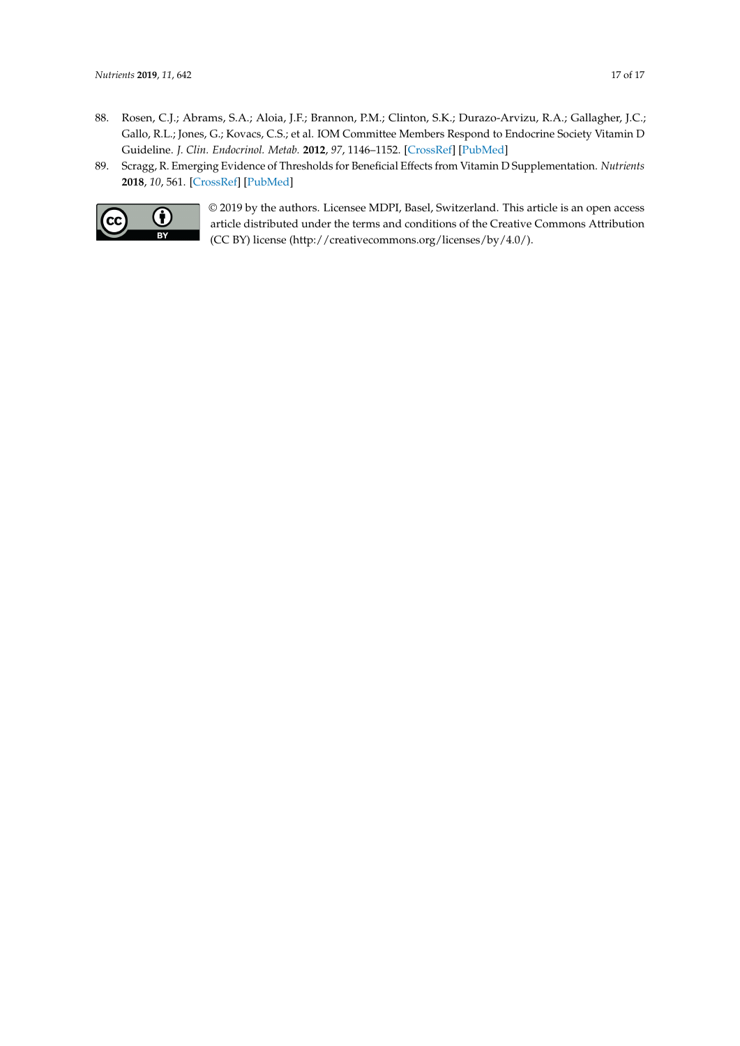88. Rosen, C.J.; Abrams, S.A.; Aloia, J.F.; Brannon, P.M.; Clinton, S.K.; Durazo-Arvizu, R.A.; Gallagher, J.C.; Gallo, R.L.; Jones, G.; Kovacs, C.S.; et al. IOM Committee Members Respond to Endocrine Society Vitamin D Guideline. *J. Clin. Endocrinol. Metab.* **2012**, *97*, 1146–1152. [CrossRef] [PubMed]
89. Scragg, R. Emerging Evidence of Thresholds for Beneficial Effects from Vitamin D Supplementation. *Nutrients* **2018**, *10*, 561. [CrossRef] [PubMed]

© 2019 by the authors. Licensee MDPI, Basel, Switzerland. This article is an open access article distributed under the terms and conditions of the Creative Commons Attribution (CC BY) license (http://creativecommons.org/licenses/by/4.0/).